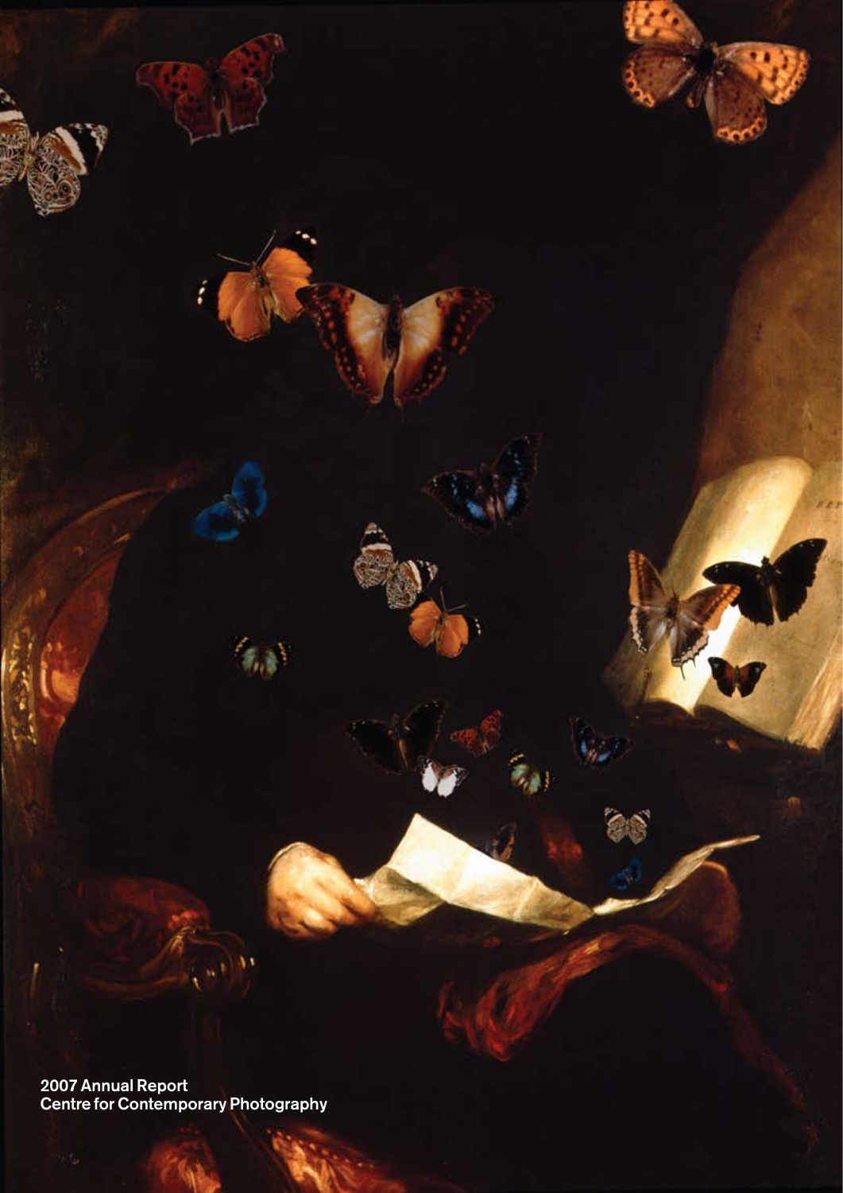2007 Annual Report
Centre for Contemporary Photography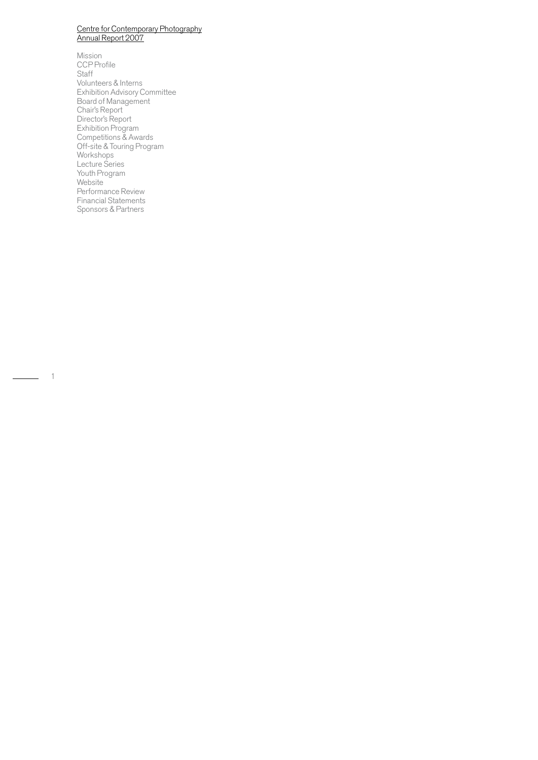# Centre for Contemporary Photography
## Annual Report 2007

- Mission
- CCP Profile
- Staff
- Volunteers & Interns
- Exhibition Advisory Committee
- Board of Management
- Chair's Report
- Director's Report
- Exhibition Program
- Competitions & Awards
- Off-site & Touring Program
- Workshops
- Lecture Series
- Youth Program
- Website
- Performance Review
- Financial Statements
- Sponsors & Partners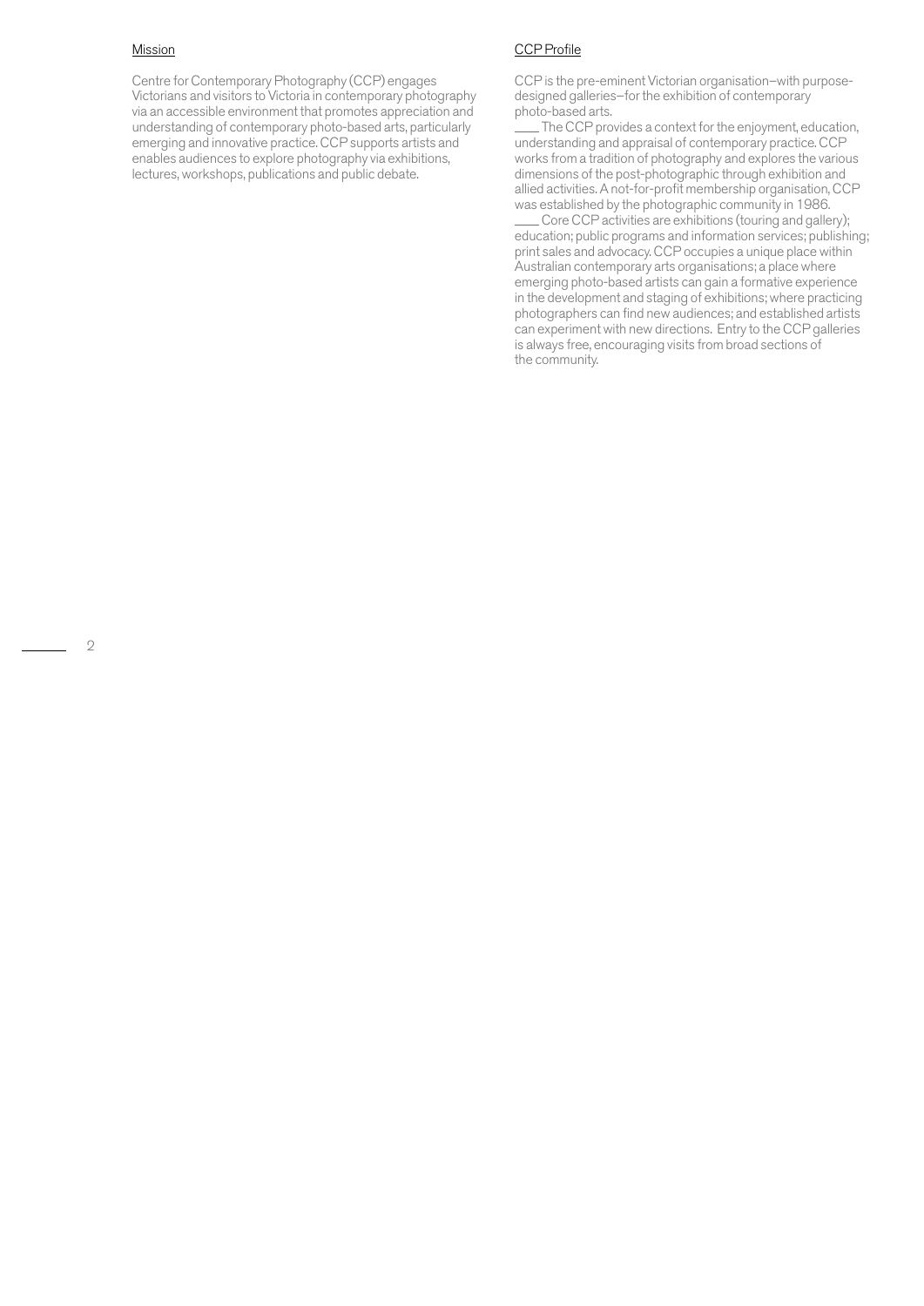## Mission

Centre for Contemporary Photography (CCP) engages Victorians and visitors to Victoria in contemporary photography via an accessible environment that promotes appreciation and understanding of contemporary photo-based arts, particularly emerging and innovative practice. CCP supports artists and enables audiences to explore photography via exhibitions, lectures, workshops, publications and public debate.

## CCP Profile

CCP is the pre-eminent Victorian organisation–with purpose-designed galleries–for the exhibition of contemporary photo-based arts.

The CCP provides a context for the enjoyment, education, understanding and appraisal of contemporary practice. CCP works from a tradition of photography and explores the various dimensions of the post-photographic through exhibition and allied activities. A not-for-profit membership organisation, CCP was established by the photographic community in 1986.

Core CCP activities are exhibitions (touring and gallery); education; public programs and information services; publishing; print sales and advocacy. CCP occupies a unique place within Australian contemporary arts organisations; a place where emerging photo-based artists can gain a formative experience in the development and staging of exhibitions; where practicing photographers can find new audiences; and established artists can experiment with new directions. Entry to the CCP galleries is always free, encouraging visits from broad sections of the community.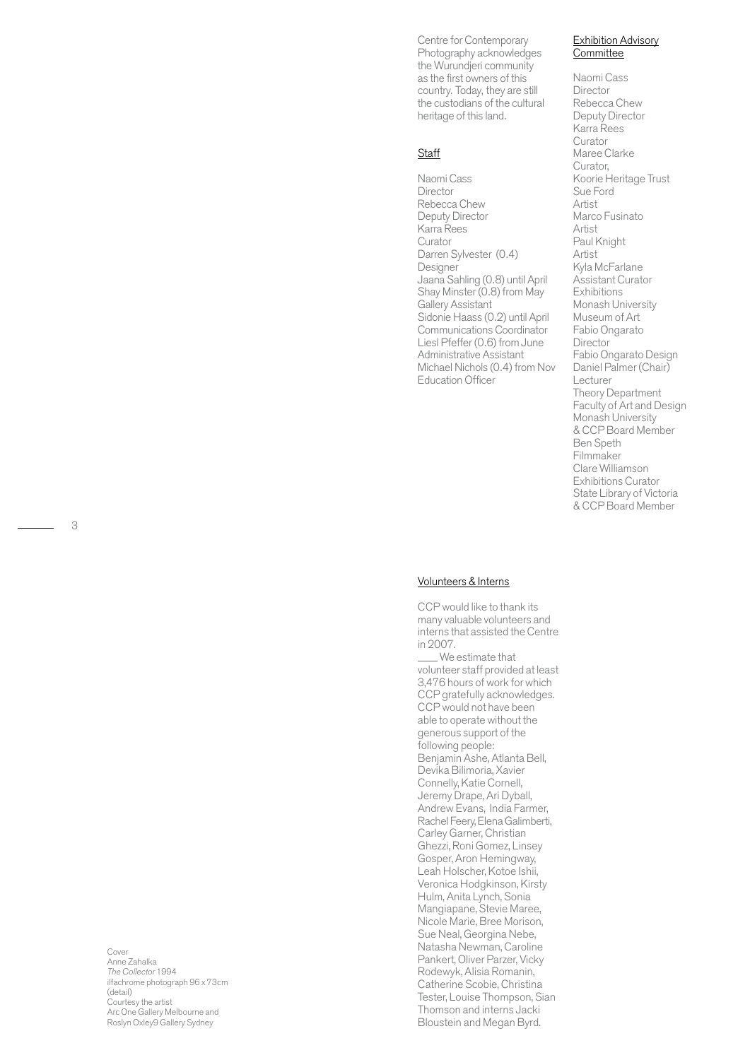Centre for Contemporary Photography acknowledges the Wurundjeri community as the first owners of this country. Today, they are still the custodians of the cultural heritage of this land.

## Staff

Naomi Cass
Director
Rebecca Chew
Deputy Director
Karra Rees
Curator
Darren Sylvester (0.4)
Designer
Jaana Sahling (0.8) until April
Shay Minster (0.8) from May
Gallery Assistant
Sidonie Haass (0.2) until April
Communications Coordinator
Liesl Pfeffer (0.6) from June
Administrative Assistant
Michael Nichols (0.4) from Nov
Education Officer

## Exhibition Advisory Committee

Naomi Cass
Director
Rebecca Chew
Deputy Director
Karra Rees
Curator
Maree Clarke
Curator,
Koorie Heritage Trust
Sue Ford
Artist
Marco Fusinato
Artist
Paul Knight
Artist
Kyla McFarlane
Assistant Curator
Exhibitions
Monash University
Museum of Art
Fabio Ongarato
Director
Fabio Ongarato Design
Daniel Palmer (Chair)
Lecturer
Theory Department
Faculty of Art and Design
Monash University
& CCP Board Member
Ben Speth
Filmmaker
Clare Williamson
Exhibitions Curator
State Library of Victoria
& CCP Board Member

## Volunteers & Interns

CCP would like to thank its many valuable volunteers and interns that assisted the Centre in 2007.

We estimate that volunteer staff provided at least 3,476 hours of work for which CCP gratefully acknowledges. CCP would not have been able to operate without the generous support of the following people: Benjamin Ashe, Atlanta Bell, Devika Bilimoria, Xavier Connelly, Katie Cornell, Jeremy Drape, Ari Dyball, Andrew Evans, India Farmer, Rachel Feery, Elena Galimberti, Carley Garner, Christian Ghezzi, Roni Gomez, Linsey Gosper, Aron Hemingway, Leah Holscher, Kotoe Ishii, Veronica Hodgkinson, Kirsty Hulm, Anita Lynch, Sonia Mangiapane, Stevie Maree, Nicole Marie, Bree Morison, Sue Neal, Georgina Nebe, Natasha Newman, Caroline Pankert, Oliver Parzer, Vicky Rodewyk, Alisia Romanin, Catherine Scobie, Christina Tester, Louise Thompson, Sian Thomson and interns Jacki Bloustein and Megan Byrd.

Cover
Anne Zahalka
*The Collector* 1994
ilfachrome photograph 96 x 73cm
(detail)
Courtesy the artist
Arc One Gallery Melbourne and
Roslyn Oxley9 Gallery Sydney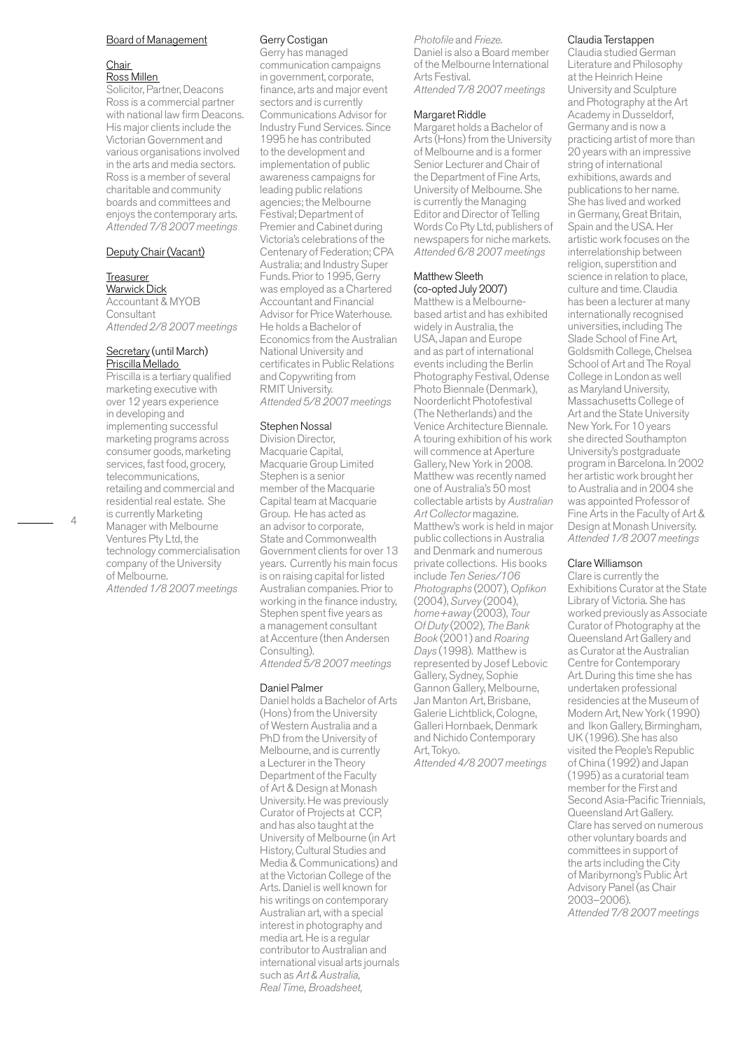## Board of Management

### Chair
### Ross Millen

Solicitor, Partner, Deacons
Ross is a commercial partner with national law firm Deacons. His major clients include the Victorian Government and various organisations involved in the arts and media sectors. Ross is a member of several charitable and community boards and committees and enjoys the contemporary arts.
*Attended 7/8 2007 meetings*

### Deputy Chair (Vacant)

### Treasurer
### Warwick Dick

Accountant & MYOB Consultant
*Attended 2/8 2007 meetings*

### Secretary (until March)
### Priscilla Mellado

Priscilla is a tertiary qualified marketing executive with over 12 years experience in developing and implementing successful marketing programs across consumer goods, marketing services, fast food, grocery, telecommunications, retailing and commercial and residential real estate. She is currently Marketing Manager with Melbourne Ventures Pty Ltd, the technology commercialisation company of the University of Melbourne.
*Attended 1/8 2007 meetings*

### Gerry Costigan

Gerry has managed communication campaigns in government, corporate, finance, arts and major event sectors and is currently Communications Advisor for Industry Fund Services. Since 1995 he has contributed to the development and implementation of public awareness campaigns for leading public relations agencies; the Melbourne Festival; Department of Premier and Cabinet during Victoria's celebrations of the Centenary of Federation; CPA Australia; and Industry Super Funds. Prior to 1995, Gerry was employed as a Chartered Accountant and Financial Advisor for Price Waterhouse. He holds a Bachelor of Economics from the Australian National University and certificates in Public Relations and Copywriting from RMIT University.
*Attended 5/8 2007 meetings*

### Stephen Nossal

Division Director, Macquarie Capital, Macquarie Group Limited
Stephen is a senior member of the Macquarie Capital team at Macquarie Group. He has acted as an advisor to corporate, State and Commonwealth Government clients for over 13 years. Currently his main focus is on raising capital for listed Australian companies. Prior to working in the finance industry, Stephen spent five years as a management consultant at Accenture (then Andersen Consulting).
*Attended 5/8 2007 meetings*

### Daniel Palmer

Daniel holds a Bachelor of Arts (Hons) from the University of Western Australia and a PhD from the University of Melbourne, and is currently a Lecturer in the Theory Department of the Faculty of Art & Design at Monash University. He was previously Curator of Projects at CCP, and has also taught at the University of Melbourne (in Art History, Cultural Studies and Media & Communications) and at the Victorian College of the Arts. Daniel is well known for his writings on contemporary Australian art, with a special interest in photography and media art. He is a regular contributor to Australian and international visual arts journals such as *Art & Australia, Real Time, Broadsheet, Photofile* and *Frieze.* Daniel is also a Board member of the Melbourne International Arts Festival.
*Attended 7/8 2007 meetings*

### Margaret Riddle

Margaret holds a Bachelor of Arts (Hons) from the University of Melbourne and is a former Senior Lecturer and Chair of the Department of Fine Arts, University of Melbourne. She is currently the Managing Editor and Director of Telling Words Co Pty Ltd, publishers of newspapers for niche markets.
*Attended 6/8 2007 meetings*

### Matthew Sleeth (co-opted July 2007)

Matthew is a Melbourne-based artist and has exhibited widely in Australia, the USA, Japan and Europe and as part of international events including the Berlin Photography Festival, Odense Photo Biennale (Denmark), Noorderlicht Photofestival (The Netherlands) and the Venice Architecture Biennale. A touring exhibition of his work will commence at Aperture Gallery, New York in 2008. Matthew was recently named one of Australia's 50 most collectable artists by *Australian Art Collector* magazine. Matthew's work is held in major public collections in Australia and Denmark and numerous private collections. His books include *Ten Series/106 Photographs* (2007), *Opfikon* (2004), *Survey* (2004), *home+away* (2003), *Tour Of Duty* (2002), *The Bank Book* (2001) and *Roaring Days* (1998). Matthew is represented by Josef Lebovic Gallery, Sydney, Sophie Gannon Gallery, Melbourne, Jan Manton Art, Brisbane, Galerie Lichtblick, Cologne, Galleri Hornbaek, Denmark and Nichido Contemporary Art, Tokyo.
*Attended 4/8 2007 meetings*

### Claudia Terstappen

Claudia studied German Literature and Philosophy at the Heinrich Heine University and Sculpture and Photography at the Art Academy in Dusseldorf, Germany and is now a practicing artist of more than 20 years with an impressive string of international exhibitions, awards and publications to her name. She has lived and worked in Germany, Great Britain, Spain and the USA. Her artistic work focuses on the interrelationship between religion, superstition and science in relation to place, culture and time. Claudia has been a lecturer at many internationally recognised universities, including The Slade School of Fine Art, Goldsmith College, Chelsea School of Art and The Royal College in London as well as Maryland University, Massachusetts College of Art and the State University New York. For 10 years she directed Southampton University's postgraduate program in Barcelona. In 2002 her artistic work brought her to Australia and in 2004 she was appointed Professor of Fine Arts in the Faculty of Art & Design at Monash University.
*Attended 1/8 2007 meetings*

### Clare Williamson

Clare is currently the Exhibitions Curator at the State Library of Victoria. She has worked previously as Associate Curator of Photography at the Queensland Art Gallery and as Curator at the Australian Centre for Contemporary Art. During this time she has undertaken professional residencies at the Museum of Modern Art, New York (1990) and Ikon Gallery, Birmingham, UK (1996). She has also visited the People's Republic of China (1992) and Japan (1995) as a curatorial team member for the First and Second Asia-Pacific Triennials, Queensland Art Gallery. Clare has served on numerous other voluntary boards and committees in support of the arts including the City of Maribyrnong's Public Art Advisory Panel (as Chair 2003–2006).
*Attended 7/8 2007 meetings*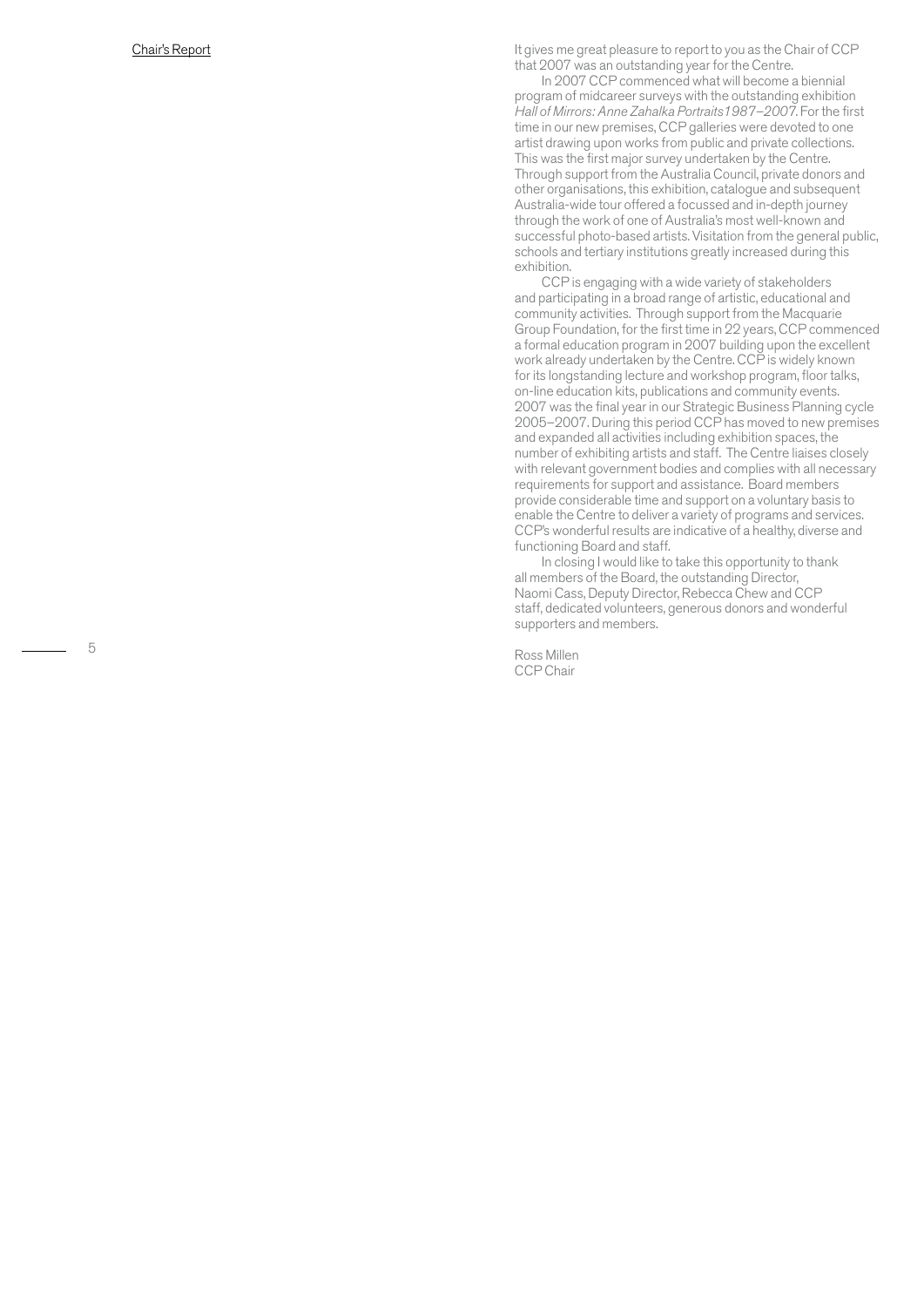## Chair's Report

It gives me great pleasure to report to you as the Chair of CCP that 2007 was an outstanding year for the Centre.

In 2007 CCP commenced what will become a biennial program of midcareer surveys with the outstanding exhibition *Hall of Mirrors: Anne Zahalka Portraits 1987–2007*. For the first time in our new premises, CCP galleries were devoted to one artist drawing upon works from public and private collections. This was the first major survey undertaken by the Centre. Through support from the Australia Council, private donors and other organisations, this exhibition, catalogue and subsequent Australia-wide tour offered a focussed and in-depth journey through the work of one of Australia's most well-known and successful photo-based artists. Visitation from the general public, schools and tertiary institutions greatly increased during this exhibition.

CCP is engaging with a wide variety of stakeholders and participating in a broad range of artistic, educational and community activities. Through support from the Macquarie Group Foundation, for the first time in 22 years, CCP commenced a formal education program in 2007 building upon the excellent work already undertaken by the Centre. CCP is widely known for its longstanding lecture and workshop program, floor talks, on-line education kits, publications and community events. 2007 was the final year in our Strategic Business Planning cycle 2005–2007. During this period CCP has moved to new premises and expanded all activities including exhibition spaces, the number of exhibiting artists and staff. The Centre liaises closely with relevant government bodies and complies with all necessary requirements for support and assistance. Board members provide considerable time and support on a voluntary basis to enable the Centre to deliver a variety of programs and services. CCP's wonderful results are indicative of a healthy, diverse and functioning Board and staff.

In closing I would like to take this opportunity to thank all members of the Board, the outstanding Director, Naomi Cass, Deputy Director, Rebecca Chew and CCP staff, dedicated volunteers, generous donors and wonderful supporters and members.

Ross Millen
CCP Chair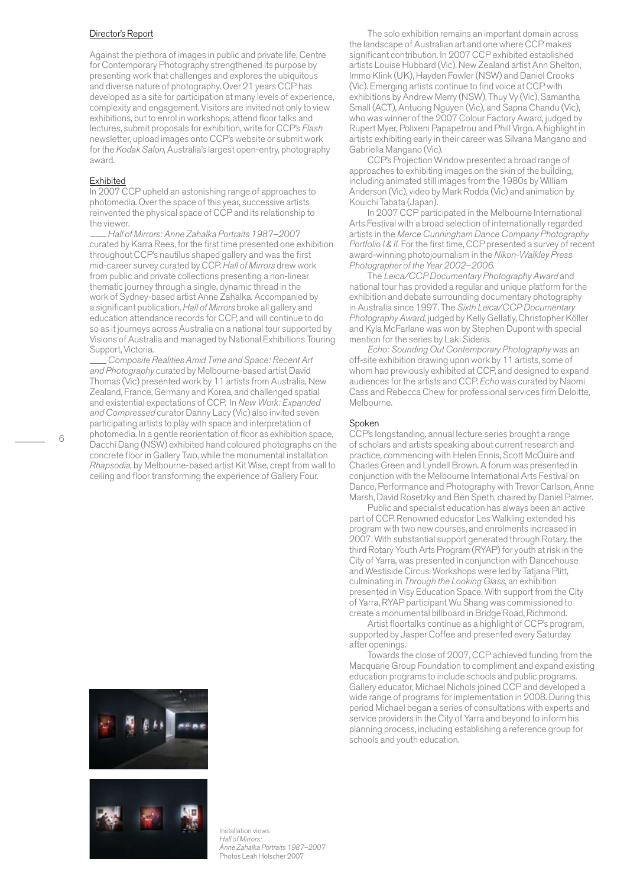## Director's Report

Against the plethora of images in public and private life, Centre for Contemporary Photography strengthened its purpose by presenting work that challenges and explores the ubiquitous and diverse nature of photography. Over 21 years CCP has developed as a site for participation at many levels of experience, complexity and engagement. Visitors are invited not only to view exhibitions, but to enrol in workshops, attend floor talks and lectures, submit proposals for exhibition, write for CCP's *Flash* newsletter, upload images onto CCP's website or submit work for the *Kodak Salon*, Australia's largest open-entry, photography award.

### Exhibited

In 2007 CCP upheld an astonishing range of approaches to photomedia. Over the space of this year, successive artists reinvented the physical space of CCP and its relationship to the viewer.

*Hall of Mirrors: Anne Zahalka Portraits 1987–2007* curated by Karra Rees, for the first time presented one exhibition throughout CCP's nautilus shaped gallery and was the first mid-career survey curated by CCP. *Hall of Mirrors* drew work from public and private collections presenting a non-linear thematic journey through a single, dynamic thread in the work of Sydney-based artist Anne Zahalka. Accompanied by a significant publication, *Hall of Mirrors* broke all gallery and education attendance records for CCP, and will continue to do so as it journeys across Australia on a national tour supported by Visions of Australia and managed by National Exhibitions Touring Support, Victoria.

*Composite Realities Amid Time and Space: Recent Art and Photography* curated by Melbourne-based artist David Thomas (Vic) presented work by 11 artists from Australia, New Zealand, France, Germany and Korea, and challenged spatial and existential expectations of CCP. In *New Work: Expanded and Compressed* curator Danny Lacy (Vic) also invited seven participating artists to play with space and interpretation of photomedia. In a gentle reorientation of floor as exhibition space, Dacchi Dang (NSW) exhibited hand coloured photographs on the concrete floor in Gallery Two, while the monumental installation *Rhapsodia*, by Melbourne-based artist Kit Wise, crept from wall to ceiling and floor transforming the experience of Gallery Four.

Installation views
*Hall of Mirrors: Anne Zahalka Portraits 1987–2007*
Photos Leah Holscher 2007

The solo exhibition remains an important domain across the landscape of Australian art and one where CCP makes significant contribution. In 2007 CCP exhibited established artists Louise Hubbard (Vic), New Zealand artist Ann Shelton, Immo Klink (UK), Hayden Fowler (NSW) and Daniel Crooks (Vic). Emerging artists continue to find voice at CCP with exhibitions by Andrew Merry (NSW), Thuy Vy (Vic), Samantha Small (ACT), Antuong Nguyen (Vic), and Sapna Chandu (Vic), who was winner of the 2007 Colour Factory Award, judged by Rupert Myer, Polixeni Papapetrou and Phill Virgo. A highlight in artists exhibiting early in their career was Silvana Mangano and Gabriella Mangano (Vic).

CCP's Projection Window presented a broad range of approaches to exhibiting images on the skin of the building, including animated still images from the 1980s by William Anderson (Vic), video by Mark Rodda (Vic) and animation by Kouichi Tabata (Japan).

In 2007 CCP participated in the Melbourne International Arts Festival with a broad selection of internationally regarded artists in the *Merce Cunningham Dance Company Photography Portfolio I & II*. For the first time, CCP presented a survey of recent award-winning photojournalism in the *Nikon-Walkley Press Photographer of the Year 2002–2006*.

The *Leica/CCP Documentary Photography Award* and national tour has provided a regular and unique platform for the exhibition and debate surrounding documentary photography in Australia since 1997. The *Sixth Leica/CCP Documentary Photography Award*, judged by Kelly Gellatly, Christopher Köller and Kyla McFarlane was won by Stephen Dupont with special mention for the series by Laki Sideris.

*Echo: Sounding Out Contemporary Photography* was an off-site exhibition drawing upon work by 11 artists, some of whom had previously exhibited at CCP, and designed to expand audiences for the artists and CCP. *Echo* was curated by Naomi Cass and Rebecca Chew for professional services firm Deloitte, Melbourne.

### Spoken

CCP's longstanding, annual lecture series brought a range of scholars and artists speaking about current research and practice, commencing with Helen Ennis, Scott McQuire and Charles Green and Lyndell Brown. A forum was presented in conjunction with the Melbourne International Arts Festival on Dance, Performance and Photography with Trevor Carlson, Anne Marsh, David Rosetzky and Ben Speth, chaired by Daniel Palmer.

Public and specialist education has always been an active part of CCP. Renowned educator Les Walkling extended his program with two new courses, and enrolments increased in 2007. With substantial support generated through Rotary, the third Rotary Youth Arts Program (RYAP) for youth at risk in the City of Yarra, was presented in conjunction with Dancehouse and Westiside Circus. Workshops were led by Tatjana Plitt, culminating in *Through the Looking Glass*, an exhibition presented in Visy Education Space. With support from the City of Yarra, RYAP participant Wu Shang was commissioned to create a monumental billboard in Bridge Road, Richmond.

Artist floortalks continue as a highlight of CCP's program, supported by Jasper Coffee and presented every Saturday after openings.

Towards the close of 2007, CCP achieved funding from the Macquarie Group Foundation to compliment and expand existing education programs to include schools and public programs. Gallery educator, Michael Nichols joined CCP and developed a wide range of programs for implementation in 2008. During this period Michael began a series of consultations with experts and service providers in the City of Yarra and beyond to inform his planning process, including establishing a reference group for schools and youth education.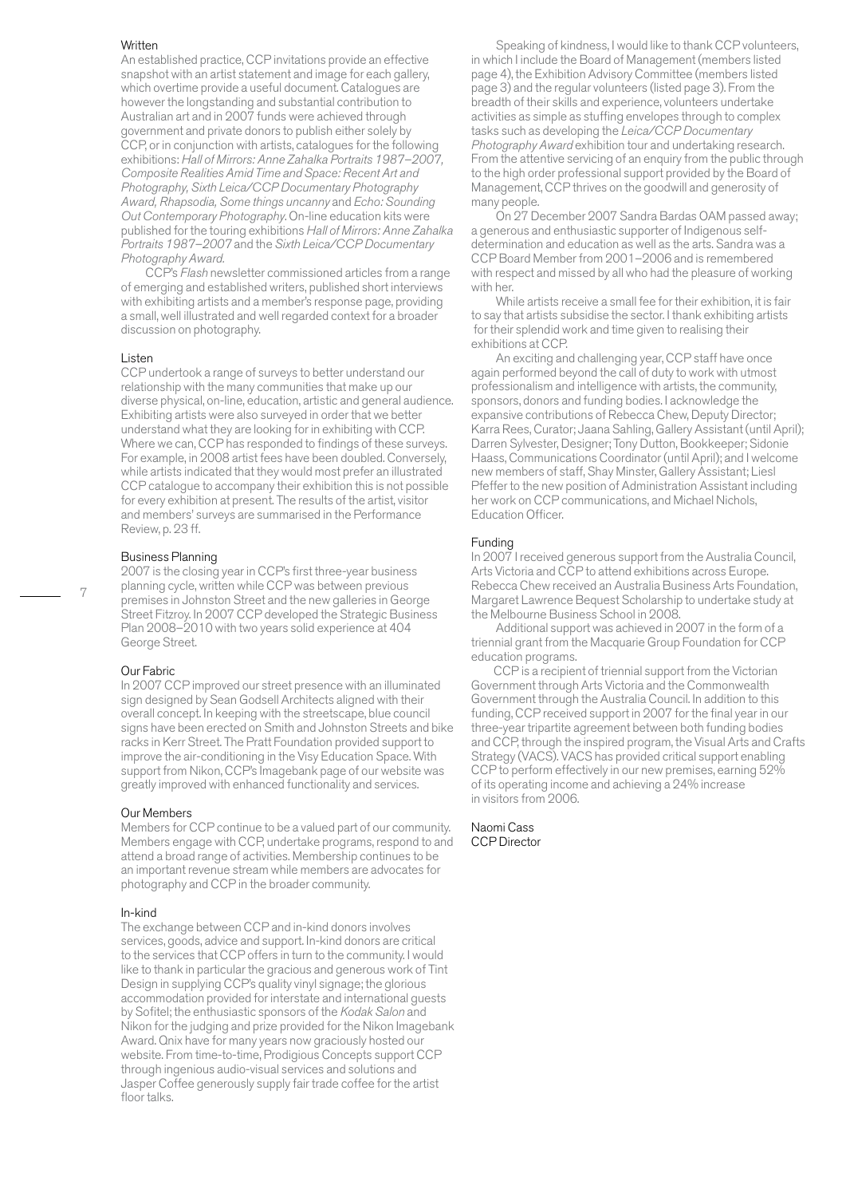## Written

An established practice, CCP invitations provide an effective snapshot with an artist statement and image for each gallery, which overtime provide a useful document. Catalogues are however the longstanding and substantial contribution to Australian art and in 2007 funds were achieved through government and private donors to publish either solely by CCP, or in conjunction with artists, catalogues for the following exhibitions: *Hall of Mirrors: Anne Zahalka Portraits 1987–2007, Composite Realities Amid Time and Space: Recent Art and Photography, Sixth Leica/CCP Documentary Photography Award, Rhapsodia, Some things uncanny* and *Echo: Sounding Out Contemporary Photography*. On-line education kits were published for the touring exhibitions *Hall of Mirrors: Anne Zahalka Portraits 1987–2007* and the *Sixth Leica/CCP Documentary Photography Award.*

CCP's *Flash* newsletter commissioned articles from a range of emerging and established writers, published short interviews with exhibiting artists and a member's response page, providing a small, well illustrated and well regarded context for a broader discussion on photography.

## Listen

CCP undertook a range of surveys to better understand our relationship with the many communities that make up our diverse physical, on-line, education, artistic and general audience. Exhibiting artists were also surveyed in order that we better understand what they are looking for in exhibiting with CCP. Where we can, CCP has responded to findings of these surveys. For example, in 2008 artist fees have been doubled. Conversely, while artists indicated that they would most prefer an illustrated CCP catalogue to accompany their exhibition this is not possible for every exhibition at present. The results of the artist, visitor and members' surveys are summarised in the Performance Review, p. 23 ff.

## Business Planning

2007 is the closing year in CCP's first three-year business planning cycle, written while CCP was between previous premises in Johnston Street and the new galleries in George Street Fitzroy. In 2007 CCP developed the Strategic Business Plan 2008–2010 with two years solid experience at 404 George Street.

## Our Fabric

In 2007 CCP improved our street presence with an illuminated sign designed by Sean Godsell Architects aligned with their overall concept. In keeping with the streetscape, blue council signs have been erected on Smith and Johnston Streets and bike racks in Kerr Street. The Pratt Foundation provided support to improve the air-conditioning in the Visy Education Space. With support from Nikon, CCP's Imagebank page of our website was greatly improved with enhanced functionality and services.

## Our Members

Members for CCP continue to be a valued part of our community. Members engage with CCP, undertake programs, respond to and attend a broad range of activities. Membership continues to be an important revenue stream while members are advocates for photography and CCP in the broader community.

## In-kind

The exchange between CCP and in-kind donors involves services, goods, advice and support. In-kind donors are critical to the services that CCP offers in turn to the community. I would like to thank in particular the gracious and generous work of Tint Design in supplying CCP's quality vinyl signage; the glorious accommodation provided for interstate and international guests by Sofitel; the enthusiastic sponsors of the *Kodak Salon* and Nikon for the judging and prize provided for the Nikon Imagebank Award. Qnix have for many years now graciously hosted our website. From time-to-time, Prodigious Concepts support CCP through ingenious audio-visual services and solutions and Jasper Coffee generously supply fair trade coffee for the artist floor talks.

Speaking of kindness, I would like to thank CCP volunteers, in which I include the Board of Management (members listed page 4), the Exhibition Advisory Committee (members listed page 3) and the regular volunteers (listed page 3). From the breadth of their skills and experience, volunteers undertake activities as simple as stuffing envelopes through to complex tasks such as developing the *Leica/CCP Documentary Photography Award* exhibition tour and undertaking research. From the attentive servicing of an enquiry from the public through to the high order professional support provided by the Board of Management, CCP thrives on the goodwill and generosity of many people.

On 27 December 2007 Sandra Bardas OAM passed away; a generous and enthusiastic supporter of Indigenous self-determination and education as well as the arts. Sandra was a CCP Board Member from 2001–2006 and is remembered with respect and missed by all who had the pleasure of working with her.

While artists receive a small fee for their exhibition, it is fair to say that artists subsidise the sector. I thank exhibiting artists for their splendid work and time given to realising their exhibitions at CCP.

An exciting and challenging year, CCP staff have once again performed beyond the call of duty to work with utmost professionalism and intelligence with artists, the community, sponsors, donors and funding bodies. I acknowledge the expansive contributions of Rebecca Chew, Deputy Director; Karra Rees, Curator; Jaana Sahling, Gallery Assistant (until April); Darren Sylvester, Designer; Tony Dutton, Bookkeeper; Sidonie Haass, Communications Coordinator (until April); and I welcome new members of staff, Shay Minster, Gallery Assistant; Liesl Pfeffer to the new position of Administration Assistant including her work on CCP communications, and Michael Nichols, Education Officer.

## Funding

In 2007 I received generous support from the Australia Council, Arts Victoria and CCP to attend exhibitions across Europe. Rebecca Chew received an Australia Business Arts Foundation, Margaret Lawrence Bequest Scholarship to undertake study at the Melbourne Business School in 2008.

Additional support was achieved in 2007 in the form of a triennial grant from the Macquarie Group Foundation for CCP education programs.

CCP is a recipient of triennial support from the Victorian Government through Arts Victoria and the Commonwealth Government through the Australia Council. In addition to this funding, CCP received support in 2007 for the final year in our three-year tripartite agreement between both funding bodies and CCP, through the inspired program, the Visual Arts and Crafts Strategy (VACS). VACS has provided critical support enabling CCP to perform effectively in our new premises, earning 52% of its operating income and achieving a 24% increase in visitors from 2006.

Naomi Cass
CCP Director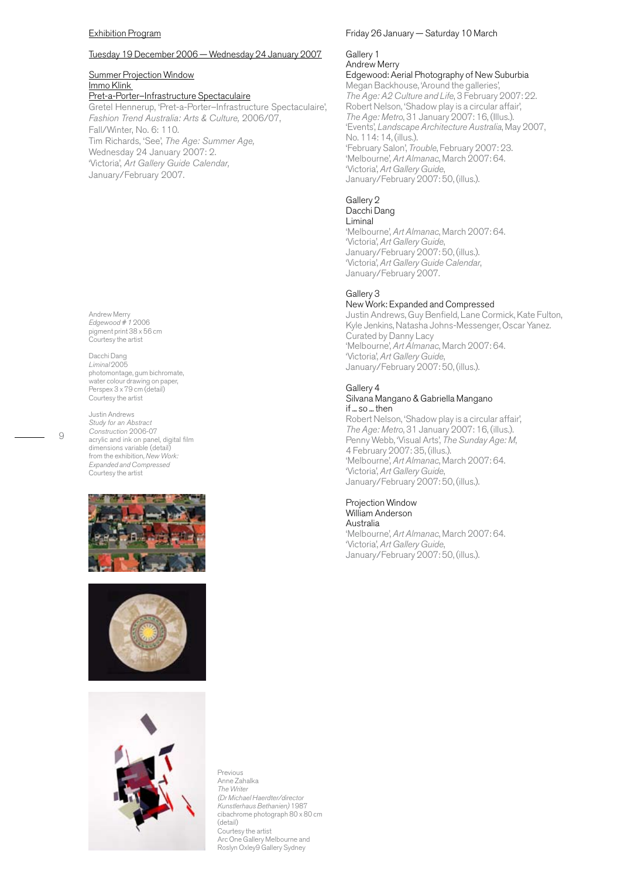Exhibition Program

Tuesday 19 December 2006 — Wednesday 24 January 2007

Summer Projection Window
Immo Klink
Pret-a-Porter–Infrastructure Spectaculaire

Gretel Hennerup, 'Pret-a-Porter–Infrastructure Spectaculaire', *Fashion Trend Australia: Arts & Culture,* 2006/07, Fall/Winter, No. 6: 110.
Tim Richards, 'See', *The Age: Summer Age,* Wednesday 24 January 2007: 2.
'Victoria', *Art Gallery Guide Calendar,* January/February 2007.

Andrew Merry
*Edgewood # 1* 2006
pigment print 38 x 56 cm
Courtesy the artist

Dacchi Dang
*Liminal* 2005
photomontage, gum bichromate, water colour drawing on paper, Perspex 3 x 79 cm (detail)
Courtesy the artist

Justin Andrews
*Study for an Abstract Construction* 2006-07
acrylic and ink on panel, digital film dimensions variable (detail)
from the exhibition, *New Work: Expanded and Compressed*
Courtesy the artist

Previous
Anne Zahalka
*The Writer (Dr Michael Haerdter/director Kunstlerhaus Bethanien)* 1987
cibachrome photograph 80 x 80 cm (detail)
Courtesy the artist
Arc One Gallery Melbourne and Roslyn Oxley9 Gallery Sydney

Friday 26 January — Saturday 10 March

Gallery 1
Andrew Merry
Edgewood: Aerial Photography of New Suburbia

Megan Backhouse, 'Around the galleries', *The Age: A2 Culture and Life*, 3 February 2007: 22.
Robert Nelson, 'Shadow play is a circular affair', *The Age: Metro*, 31 January 2007: 16, (Illus.).
'Events', *Landscape Architecture Australia*, May 2007, No. 114: 14, (illus.).
'February Salon', *Trouble*, February 2007: 23.
'Melbourne', *Art Almanac*, March 2007: 64.
'Victoria', *Art Gallery Guide*, January/February 2007: 50, (illus.).

Gallery 2
Dacchi Dang
Liminal

'Melbourne', *Art Almanac*, March 2007: 64.
'Victoria', *Art Gallery Guide*, January/February 2007: 50, (illus.).
'Victoria', *Art Gallery Guide Calendar*, January/February 2007.

Gallery 3
New Work: Expanded and Compressed

Justin Andrews, Guy Benfield, Lane Cormick, Kate Fulton, Kyle Jenkins, Natasha Johns-Messenger, Oscar Yanez.
Curated by Danny Lacy
'Melbourne', *Art Almanac*, March 2007: 64.
'Victoria', *Art Gallery Guide*, January/February 2007: 50, (illus.).

Gallery 4
Silvana Mangano & Gabriella Mangano
if ... so ... then

Robert Nelson, 'Shadow play is a circular affair', *The Age: Metro*, 31 January 2007: 16, (illus.).
Penny Webb, 'Visual Arts', *The Sunday Age: M*, 4 February 2007: 35, (illus.).
'Melbourne', *Art Almanac*, March 2007: 64.
'Victoria', *Art Gallery Guide*, January/February 2007: 50, (illus.).

Projection Window
William Anderson
Australia

'Melbourne', *Art Almanac*, March 2007: 64.
'Victoria', *Art Gallery Guide*, January/February 2007: 50, (illus.).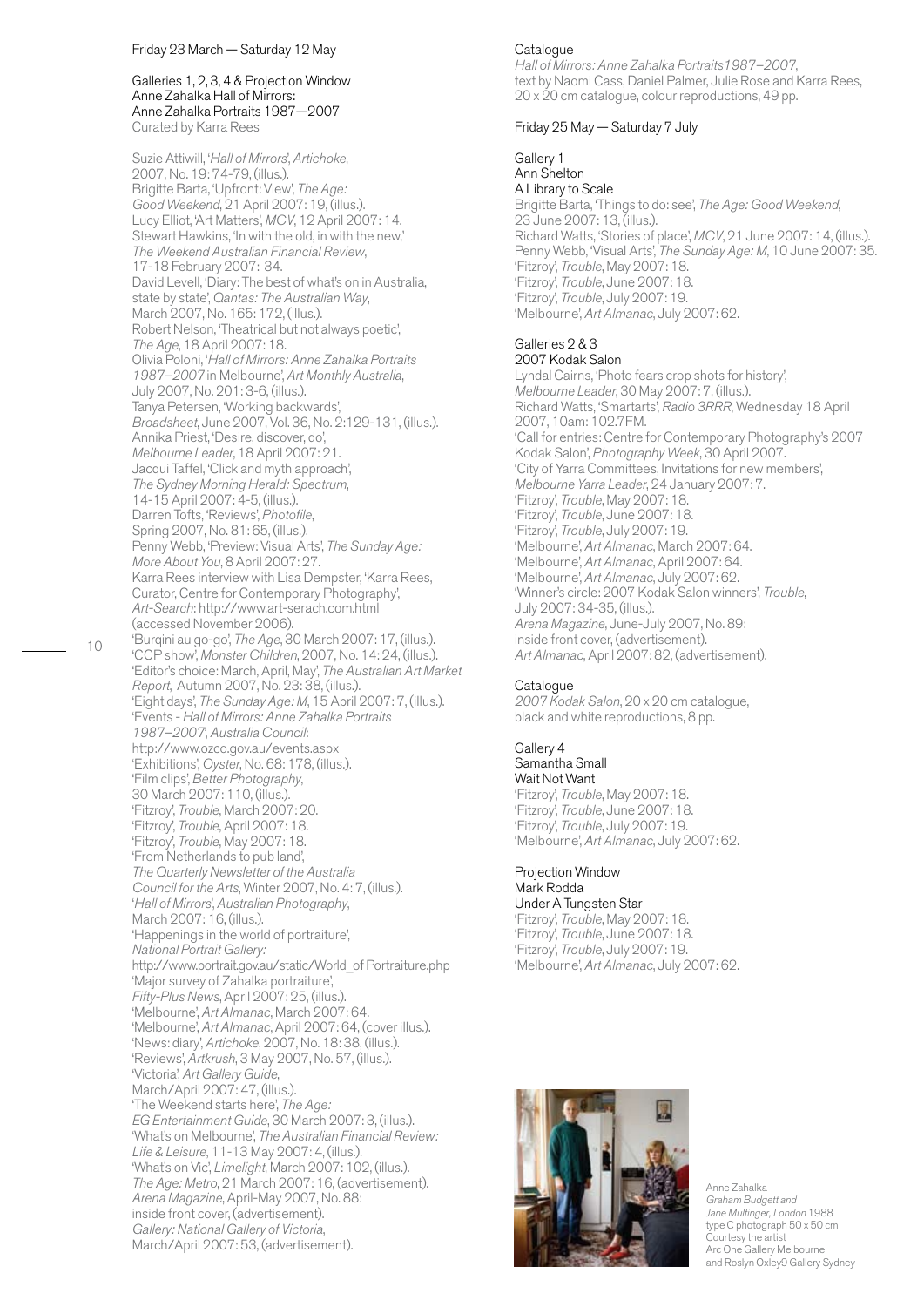Friday 23 March — Saturday 12 May

Galleries 1, 2, 3, 4 & Projection Window
Anne Zahalka Hall of Mirrors:
Anne Zahalka Portraits 1987—2007
Curated by Karra Rees

Suzie Attiwill, '*Hall of Mirrors*', *Artichoke*, 2007, No. 19: 74-79, (illus.).
Brigitte Barta, 'Upfront: View', *The Age: Good Weekend*, 21 April 2007: 19, (illus.).
Lucy Elliot, 'Art Matters', *MCV*, 12 April 2007: 14.
Stewart Hawkins, 'In with the old, in with the new,' *The Weekend Australian Financial Review*, 17-18 February 2007: 34.
David Levell, 'Diary: The best of what's on in Australia, state by state', *Qantas: The Australian Way*, March 2007, No. 165: 172, (illus.).
Robert Nelson, 'Theatrical but not always poetic', *The Age*, 18 April 2007: 18.
Olivia Poloni, '*Hall of Mirrors: Anne Zahalka Portraits 1987–2007* in Melbourne', *Art Monthly Australia*, July 2007, No. 201: 3-6, (illus.).
Tanya Petersen, 'Working backwards', *Broadsheet*, June 2007, Vol. 36, No. 2:129-131, (illus.).
Annika Priest, 'Desire, discover, do', *Melbourne Leader*, 18 April 2007: 21.
Jacqui Taffel, 'Click and myth approach', *The Sydney Morning Herald: Spectrum*, 14-15 April 2007: 4-5, (illus.).
Darren Tofts, 'Reviews', *Photofile*, Spring 2007, No. 81: 65, (illus.).
Penny Webb, 'Preview: Visual Arts', *The Sunday Age: More About You*, 8 April 2007: 27.
Karra Rees interview with Lisa Dempster, 'Karra Rees, Curator, Centre for Contemporary Photography', *Art-Search*: http://www.art-serach.com.html (accessed November 2006).
'Burqini au go-go', *The Age*, 30 March 2007: 17, (illus.).
'CCP show', *Monster Children*, 2007, No. 14: 24, (illus.).
'Editor's choice: March, April, May', *The Australian Art Market Report*, Autumn 2007, No. 23: 38, (illus.).
'Eight days', *The Sunday Age: M*, 15 April 2007: 7, (illus.).
'Events - *Hall of Mirrors: Anne Zahalka Portraits 1987–2007*, *Australia Council*: http://www.ozco.gov.au/events.aspx
'Exhibitions', *Oyster*, No. 68: 178, (illus.).
'Film clips', *Better Photography*, 30 March 2007: 110, (illus.).
'Fitzroy', *Trouble*, March 2007: 20.
'Fitzroy', *Trouble*, April 2007: 18.
'Fitzroy', *Trouble*, May 2007: 18.
'From Netherlands to pub land', *The Quarterly Newsletter of the Australia Council for the Arts*, Winter 2007, No. 4: 7, (illus.).
'*Hall of Mirrors*', *Australian Photography*, March 2007: 16, (illus.).
'Happenings in the world of portraiture', *National Portrait Gallery*: http://www.portrait.gov.au/static/World_of Portraiture.php
'Major survey of Zahalka portraiture', *Fifty-Plus News*, April 2007: 25, (illus.).
'Melbourne', *Art Almanac*, March 2007: 64.
'Melbourne', *Art Almanac*, April 2007: 64, (cover illus.).
'News: diary', *Artichoke*, 2007, No. 18: 38, (illus.).
'Reviews', *Artkrush*, 3 May 2007, No. 57, (illus.).
'Victoria', *Art Gallery Guide*, March/April 2007: 47, (illus.).
'The Weekend starts here', *The Age: EG Entertainment Guide*, 30 March 2007: 3, (illus.).
'What's on Melbourne', *The Australian Financial Review: Life & Leisure*, 11-13 May 2007: 4, (illus.).
'What's on Vic', *Limelight*, March 2007: 102, (illus.).
*The Age: Metro*, 21 March 2007: 16, (advertisement).
*Arena Magazine*, April-May 2007, No. 88: inside front cover, (advertisement).
*Gallery: National Gallery of Victoria*, March/April 2007: 53, (advertisement).

Catalogue
*Hall of Mirrors: Anne Zahalka Portraits1987–2007*, text by Naomi Cass, Daniel Palmer, Julie Rose and Karra Rees, 20 x 20 cm catalogue, colour reproductions, 49 pp.

Friday 25 May — Saturday 7 July

Gallery 1
Ann Shelton
A Library to Scale

Brigitte Barta, 'Things to do: see', *The Age: Good Weekend*, 23 June 2007: 13, (illus.).
Richard Watts, 'Stories of place', *MCV*, 21 June 2007: 14, (illus.).
Penny Webb, 'Visual Arts', *The Sunday Age: M*, 10 June 2007: 35.
'Fitzroy', *Trouble*, May 2007: 18.
'Fitzroy', *Trouble*, June 2007: 18.
'Fitzroy', *Trouble*, July 2007: 19.
'Melbourne', *Art Almanac*, July 2007: 62.

Galleries 2 & 3
2007 Kodak Salon

Lyndal Cairns, 'Photo fears crop shots for history', *Melbourne Leader*, 30 May 2007: 7, (illus.).
Richard Watts, 'Smartarts', *Radio 3RRR*, Wednesday 18 April 2007, 10am: 102.7FM.
'Call for entries: Centre for Contemporary Photography's 2007 Kodak Salon', *Photography Week*, 30 April 2007.
'City of Yarra Committees, Invitations for new members', *Melbourne Yarra Leader*, 24 January 2007: 7.
'Fitzroy', *Trouble*, May 2007: 18.
'Fitzroy', *Trouble*, June 2007: 18.
'Fitzroy', *Trouble*, July 2007: 19.
'Melbourne', *Art Almanac*, March 2007: 64.
'Melbourne', *Art Almanac*, April 2007: 64.
'Melbourne', *Art Almanac*, July 2007: 62.
'Winner's circle: 2007 Kodak Salon winners', *Trouble*, July 2007: 34-35, (illus.).
*Arena Magazine*, June-July 2007, No. 89: inside front cover, (advertisement).
*Art Almanac*, April 2007: 82, (advertisement).

Catalogue
*2007 Kodak Salon*, 20 x 20 cm catalogue, black and white reproductions, 8 pp.

Gallery 4
Samantha Small
Wait Not Want

'Fitzroy', *Trouble*, May 2007: 18.
'Fitzroy', *Trouble*, June 2007: 18.
'Fitzroy', *Trouble*, July 2007: 19.
'Melbourne', *Art Almanac*, July 2007: 62.

Projection Window
Mark Rodda
Under A Tungsten Star

'Fitzroy', *Trouble*, May 2007: 18.
'Fitzroy', *Trouble*, June 2007: 18.
'Fitzroy', *Trouble*, July 2007: 19.
'Melbourne', *Art Almanac*, July 2007: 62.

Anne Zahalka
*Graham Budgett and Jane Mulfinger, London* 1988
type C photograph 50 x 50 cm
Courtesy the artist
Arc One Gallery Melbourne
and Roslyn Oxley9 Gallery Sydney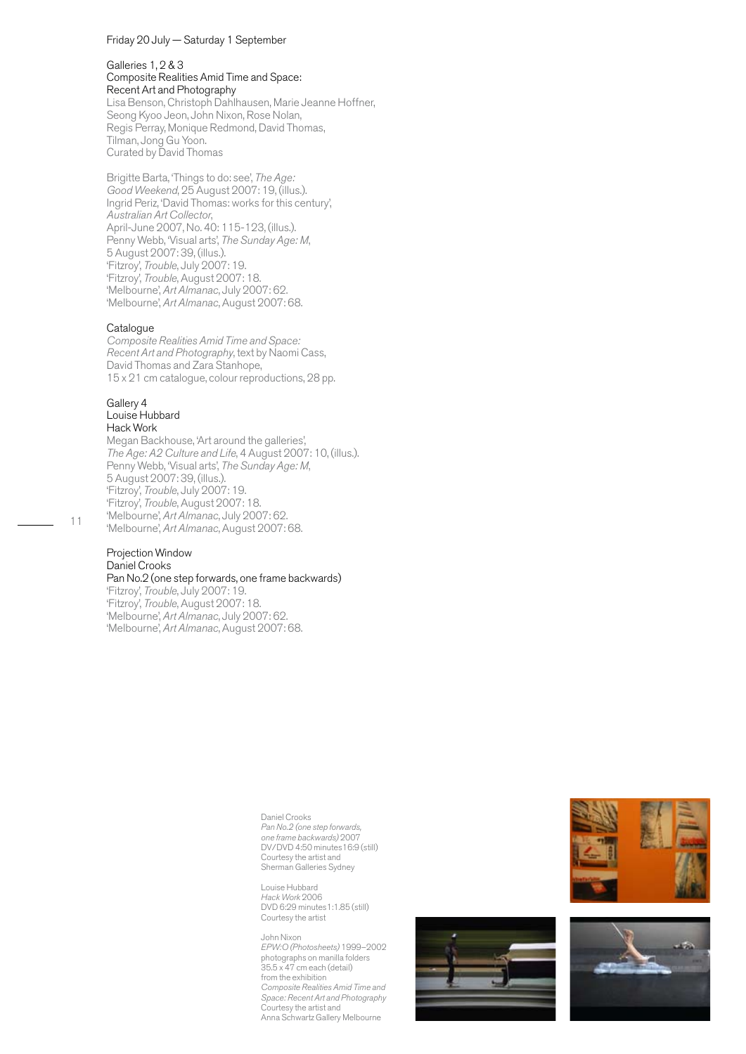Friday 20 July — Saturday 1 September

Galleries 1, 2 & 3
Composite Realities Amid Time and Space:
Recent Art and Photography
Lisa Benson, Christoph Dahlhausen, Marie Jeanne Hoffner,
Seong Kyoo Jeon, John Nixon, Rose Nolan,
Regis Perray, Monique Redmond, David Thomas,
Tilman, Jong Gu Yoon.
Curated by David Thomas

Brigitte Barta, 'Things to do: see', *The Age: Good Weekend*, 25 August 2007: 19, (illus.).
Ingrid Periz, 'David Thomas: works for this century', *Australian Art Collector*, April-June 2007, No. 40: 115-123, (illus.).
Penny Webb, 'Visual arts', *The Sunday Age: M*, 5 August 2007: 39, (illus.).
'Fitzroy', *Trouble*, July 2007: 19.
'Fitzroy', *Trouble*, August 2007: 18.
'Melbourne', *Art Almanac*, July 2007: 62.
'Melbourne', *Art Almanac*, August 2007: 68.

Catalogue
*Composite Realities Amid Time and Space: Recent Art and Photography*, text by Naomi Cass, David Thomas and Zara Stanhope,
15 x 21 cm catalogue, colour reproductions, 28 pp.

Gallery 4
Louise Hubbard
Hack Work
Megan Backhouse, 'Art around the galleries', *The Age: A2 Culture and Life*, 4 August 2007: 10, (illus.).
Penny Webb, 'Visual arts', *The Sunday Age: M*, 5 August 2007: 39, (illus.).
'Fitzroy', *Trouble*, July 2007: 19.
'Fitzroy', *Trouble*, August 2007: 18.
'Melbourne', *Art Almanac*, July 2007: 62.
'Melbourne', *Art Almanac*, August 2007: 68.

Projection Window
Daniel Crooks
Pan No.2 (one step forwards, one frame backwards)
'Fitzroy', *Trouble*, July 2007: 19.
'Fitzroy', *Trouble*, August 2007: 18.
'Melbourne', *Art Almanac*, July 2007: 62.
'Melbourne', *Art Almanac*, August 2007: 68.

Daniel Crooks
*Pan No.2 (one step forwards, one frame backwards)* 2007
DV/DVD 4:50 minutes 16:9 (still)
Courtesy the artist and
Sherman Galleries Sydney

Louise Hubbard
*Hack Work* 2006
DVD 6:29 minutes 1:1.85 (still)
Courtesy the artist

John Nixon
*EPW:O (Photosheets)* 1999–2002
photographs on manilla folders
35.5 x 47 cm each (detail)
from the exhibition
*Composite Realities Amid Time and Space: Recent Art and Photography*
Courtesy the artist and
Anna Schwartz Gallery Melbourne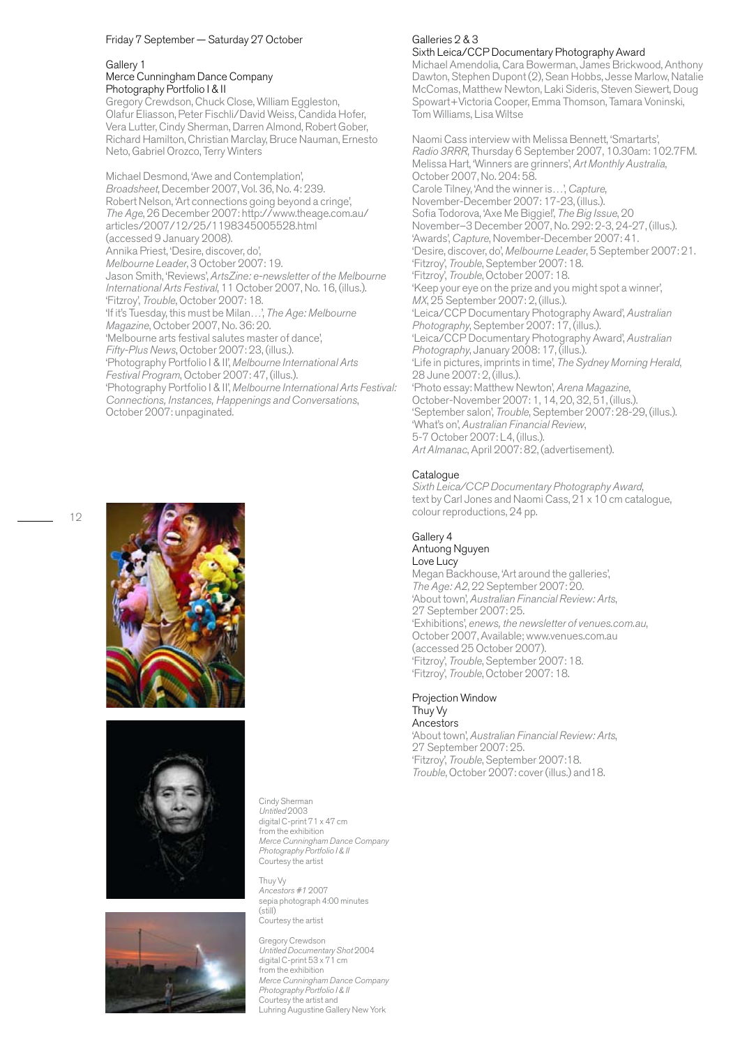Friday 7 September — Saturday 27 October

## Gallery 1
### Merce Cunningham Dance Company Photography Portfolio I & II

Gregory Crewdson, Chuck Close, William Eggleston, Olafur Eliasson, Peter Fischli/David Weiss, Candida Hofer, Vera Lutter, Cindy Sherman, Darren Almond, Robert Gober, Richard Hamilton, Christian Marclay, Bruce Nauman, Ernesto Neto, Gabriel Orozco, Terry Winters

Michael Desmond, 'Awe and Contemplation', *Broadsheet*, December 2007, Vol. 36, No. 4: 239.
Robert Nelson, 'Art connections going beyond a cringe', *The Age*, 26 December 2007: http://www.theage.com.au/articles/2007/12/25/1198345005528.html (accessed 9 January 2008).
Annika Priest, 'Desire, discover, do', *Melbourne Leader*, 3 October 2007: 19.
Jason Smith, 'Reviews', *ArtsZine: e-newsletter of the Melbourne International Arts Festival*, 11 October 2007, No. 16, (illus.).
'Fitzroy', *Trouble*, October 2007: 18.
'If it's Tuesday, this must be Milan…', *The Age: Melbourne Magazine*, October 2007, No. 36: 20.
'Melbourne arts festival salutes master of dance', *Fifty-Plus News*, October 2007: 23, (illus.).
'Photography Portfolio I & II', *Melbourne International Arts Festival Program*, October 2007: 47, (illus.).
'Photography Portfolio I & II', *Melbourne International Arts Festival: Connections, Instances, Happenings and Conversations*, October 2007: unpaginated.

Cindy Sherman
*Untitled* 2003
digital C-print 71 x 47 cm
from the exhibition
*Merce Cunningham Dance Company Photography Portfolio I & II*
Courtesy the artist

Thuy Vy
*Ancestors #1* 2007
sepia photograph 4:00 minutes (still)
Courtesy the artist

Gregory Crewdson
*Untitled Documentary Shot* 2004
digital C-print 53 x 71 cm
from the exhibition
*Merce Cunningham Dance Company Photography Portfolio I & II*
Courtesy the artist and Luhring Augustine Gallery New York

## Galleries 2 & 3
### Sixth Leica/CCP Documentary Photography Award

Michael Amendolia, Cara Bowerman, James Brickwood, Anthony Dawton, Stephen Dupont (2), Sean Hobbs, Jesse Marlow, Natalie McComas, Matthew Newton, Laki Sideris, Steven Siewert, Doug Spowart+Victoria Cooper, Emma Thomson, Tamara Voninski, Tom Williams, Lisa Wiltse

Naomi Cass interview with Melissa Bennett, 'Smartarts', *Radio 3RRR*, Thursday 6 September 2007, 10.30am: 102.7FM.
Melissa Hart, 'Winners are grinners', *Art Monthly Australia*, October 2007, No. 204: 58.
Carole Tilney, 'And the winner is…', *Capture*, November-December 2007: 17-23, (illus.).
Sofia Todorova, 'Axe Me Biggie!', *The Big Issue*, 20 November–3 December 2007, No. 292: 2-3, 24-27, (illus.).
'Awards', *Capture*, November-December 2007: 41.
'Desire, discover, do', *Melbourne Leader*, 5 September 2007: 21.
'Fitzroy', *Trouble*, September 2007: 18.
'Fitzroy', *Trouble*, October 2007: 18.
'Keep your eye on the prize and you might spot a winner', *MX*, 25 September 2007: 2, (illus.).
'Leica/CCP Documentary Photography Award', *Australian Photography*, September 2007: 17, (illus.).
'Leica/CCP Documentary Photography Award', *Australian Photography*, January 2008: 17, (illus.).
'Life in pictures, imprints in time', *The Sydney Morning Herald*, 28 June 2007: 2, (illus.).
'Photo essay: Matthew Newton', *Arena Magazine*, October-November 2007: 1, 14, 20, 32, 51, (illus.).
'September salon', *Trouble*, September 2007: 28-29, (illus.).
'What's on', *Australian Financial Review*, 5-7 October 2007: L4, (illus.).
*Art Almanac*, April 2007: 82, (advertisement).

### Catalogue

*Sixth Leica/CCP Documentary Photography Award*, text by Carl Jones and Naomi Cass, 21 x 10 cm catalogue, colour reproductions, 24 pp.

## Gallery 4
### Antuong Nguyen
### Love Lucy

Megan Backhouse, 'Art around the galleries', *The Age: A2*, 22 September 2007: 20.
'About town', *Australian Financial Review: Arts*, 27 September 2007: 25.
'Exhibitions', *enews, the newsletter of venues.com.au*, October 2007, Available; www.venues.com.au (accessed 25 October 2007).
'Fitzroy', *Trouble*, September 2007: 18.
'Fitzroy', *Trouble*, October 2007: 18.

## Projection Window
### Thuy Vy
### Ancestors

'About town', *Australian Financial Review: Arts*, 27 September 2007: 25.
'Fitzroy', *Trouble*, September 2007:18.
*Trouble*, October 2007: cover (illus.) and18.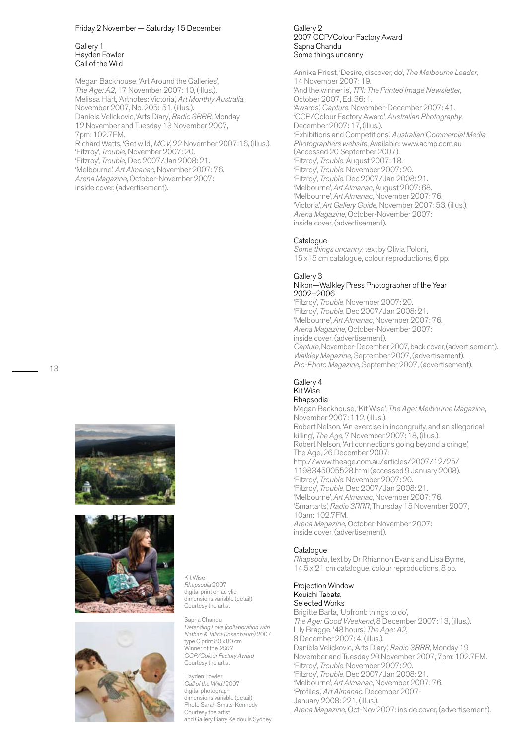Friday 2 November — Saturday 15 December

Gallery 1
Hayden Fowler
Call of the Wild

Megan Backhouse, 'Art Around the Galleries', *The Age: A2*, 17 November 2007: 10, (illus.).
Melissa Hart, 'Artnotes: Victoria', *Art Monthly Australia*, November 2007, No. 205: 51, (illus.).
Daniela Velickovic, 'Arts Diary', *Radio 3RRR*, Monday 12 November and Tuesday 13 November 2007, 7pm: 102.7FM.
Richard Watts, 'Get wild', *MCV*, 22 November 2007:16, (illus.).
'Fitzroy', *Trouble*, November 2007: 20.
'Fitzroy', *Trouble*, Dec 2007/Jan 2008: 21.
'Melbourne', *Art Almanac*, November 2007: 76.
*Arena Magazine*, October-November 2007: inside cover, (advertisement).

Gallery 2
2007 CCP/Colour Factory Award
Sapna Chandu
Some things uncanny

Annika Priest, 'Desire, discover, do', *The Melbourne Leader*, 14 November 2007: 19.
'And the winner is', *TPI: The Printed Image Newsletter*, October 2007, Ed. 36: 1.
'Awards', *Capture*, November-December 2007: 41.
'CCP/Colour Factory Award', *Australian Photography*, December 2007: 17, (illus.).
'Exhibitions and Competitions', *Australian Commercial Media Photographers website*, Available: www.acmp.com.au (Accessed 20 September 2007).
'Fitzroy', *Trouble*, August 2007: 18.
'Fitzroy', *Trouble*, November 2007: 20.
'Fitzroy', *Trouble*, Dec 2007/Jan 2008: 21.
'Melbourne', *Art Almanac*, August 2007: 68.
'Melbourne', *Art Almanac*, November 2007: 76.
'Victoria', *Art Gallery Guide*, November 2007: 53, (illus.).
*Arena Magazine*, October-November 2007: inside cover, (advertisement).

Catalogue
*Some things uncanny*, text by Olivia Poloni, 15 x15 cm catalogue, colour reproductions, 6 pp.

Gallery 3
Nikon—Walkley Press Photographer of the Year 2002–2006
'Fitzroy', *Trouble*, November 2007: 20.
'Fitzroy', *Trouble*, Dec 2007/Jan 2008: 21.
'Melbourne', *Art Almanac*, November 2007: 76.
*Arena Magazine*, October-November 2007: inside cover, (advertisement).
*Capture*, November-December 2007, back cover, (advertisement).
*Walkley Magazine*, September 2007, (advertisement).
*Pro-Photo Magazine*, September 2007, (advertisement).

Gallery 4
Kit Wise
Rhapsodia

Megan Backhouse, 'Kit Wise', *The Age: Melbourne Magazine*, November 2007: 112, (illus.).
Robert Nelson, 'An exercise in incongruity, and an allegorical killing', *The Age*, 7 November 2007: 18, (illus.).
Robert Nelson, 'Art connections going beyond a cringe', The Age, 26 December 2007: http://www.theage.com.au/articles/2007/12/25/1198345005528.html (accessed 9 January 2008).
'Fitzroy', *Trouble*, November 2007: 20.
'Fitzroy', *Trouble*, Dec 2007/Jan 2008: 21.
'Melbourne', *Art Almanac*, November 2007: 76.
'Smartarts', *Radio 3RRR*, Thursday 15 November 2007, 10am: 102.7FM.
*Arena Magazine*, October-November 2007: inside cover, (advertisement).

Catalogue
*Rhapsodia*, text by Dr Rhiannon Evans and Lisa Byrne, 14.5 x 21 cm catalogue, colour reproductions, 8 pp.

Projection Window
Kouichi Tabata
Selected Works

Brigitte Barta, 'Upfront: things to do', *The Age: Good Weekend*, 8 December 2007: 13, (illus.).
Lily Bragge, '48 hours', *The Age: A2*, 8 December 2007: 4, (illus.).
Daniela Velickovic, 'Arts Diary', *Radio 3RRR*, Monday 19 November and Tuesday 20 November 2007, 7pm: 102.7FM.
'Fitzroy', *Trouble*, November 2007: 20.
'Fitzroy', *Trouble*, Dec 2007/Jan 2008: 21.
'Melbourne', *Art Almanac*, November 2007: 76.
'Profiles', *Art Almanac*, December 2007-January 2008: 221, (illus.).
*Arena Magazine*, Oct-Nov 2007: inside cover, (advertisement).

Kit Wise
*Rhapsodia* 2007
digital print on acrylic
dimensions variable (detail)
Courtesy the artist

Sapna Chandu
*Defending Love (collaboration with Nathan & Talica Rosenbaum)* 2007
type C print 80 x 80 cm
Winner of the *2007 CCP/Colour Factory Award*
Courtesy the artist

Hayden Fowler
*Call of the Wild I* 2007
digital photograph
dimensions variable (detail)
Photo Sarah Smuts-Kennedy
Courtesy the artist and Gallery Barry Keldoulis Sydney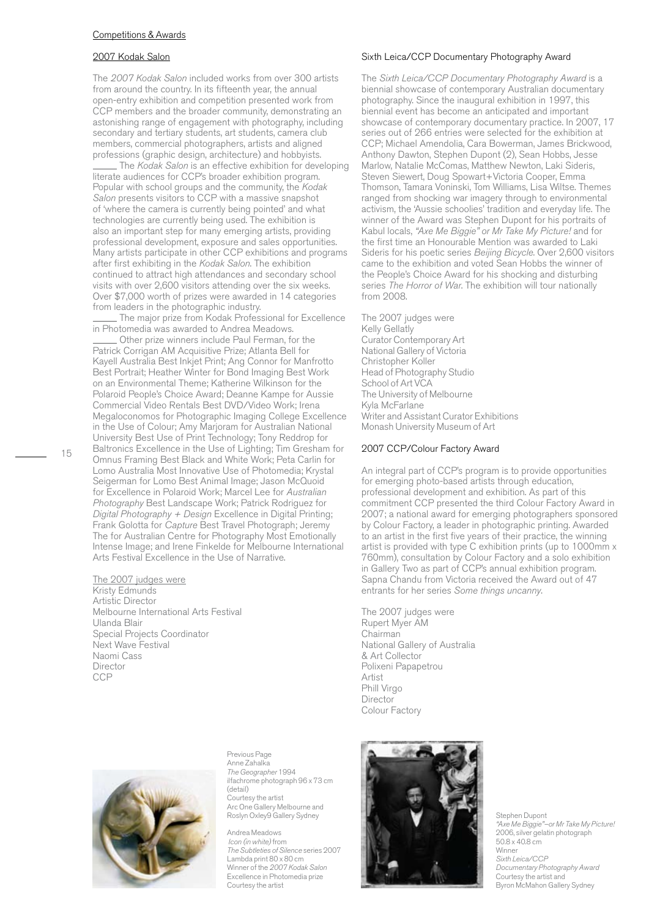Competitions & Awards

## 2007 Kodak Salon

The *2007 Kodak Salon* included works from over 300 artists from around the country. In its fifteenth year, the annual open-entry exhibition and competition presented work from CCP members and the broader community, demonstrating an astonishing range of engagement with photography, including secondary and tertiary students, art students, camera club members, commercial photographers, artists and aligned professions (graphic design, architecture) and hobbyists.

The *Kodak Salon* is an effective exhibition for developing literate audiences for CCP's broader exhibition program. Popular with school groups and the community, the *Kodak Salon* presents visitors to CCP with a massive snapshot of 'where the camera is currently being pointed' and what technologies are currently being used. The exhibition is also an important step for many emerging artists, providing professional development, exposure and sales opportunities. Many artists participate in other CCP exhibitions and programs after first exhibiting in the *Kodak Salon*. The exhibition continued to attract high attendances and secondary school visits with over 2,600 visitors attending over the six weeks. Over $7,000 worth of prizes were awarded in 14 categories from leaders in the photographic industry.

The major prize from Kodak Professional for Excellence in Photomedia was awarded to Andrea Meadows.

Other prize winners include Paul Ferman, for the Patrick Corrigan AM Acquisitive Prize; Atlanta Bell for Kayell Australia Best Inkjet Print; Ang Connor for Manfrotto Best Portrait; Heather Winter for Bond Imaging Best Work on an Environmental Theme; Katherine Wilkinson for the Polaroid People's Choice Award; Deanne Kampe for Aussie Commercial Video Rentals Best DVD/Video Work; Irena Megaloconomos for Photographic Imaging College Excellence in the Use of Colour; Amy Marjoram for Australian National University Best Use of Print Technology; Tony Reddrop for Baltronics Excellence in the Use of Lighting; Tim Gresham for Omnus Framing Best Black and White Work; Peta Carlin for Lomo Australia Most Innovative Use of Photomedia; Krystal Seigerman for Lomo Best Animal Image; Jason McQuoid for Excellence in Polaroid Work; Marcel Lee for *Australian Photography* Best Landscape Work; Patrick Rodriguez for *Digital Photography + Design* Excellence in Digital Printing; Frank Golotta for *Capture* Best Travel Photograph; Jeremy The for Australian Centre for Photography Most Emotionally Intense Image; and Irene Finkelde for Melbourne International Arts Festival Excellence in the Use of Narrative.

The 2007 judges were
Kristy Edmunds
Artistic Director
Melbourne International Arts Festival
Ulanda Blair
Special Projects Coordinator
Next Wave Festival
Naomi Cass
Director
CCP

## Sixth Leica/CCP Documentary Photography Award

The *Sixth Leica/CCP Documentary Photography Award* is a biennial showcase of contemporary Australian documentary photography. Since the inaugural exhibition in 1997, this biennial event has become an anticipated and important showcase of contemporary documentary practice. In 2007, 17 series out of 266 entries were selected for the exhibition at CCP; Michael Amendolia, Cara Bowerman, James Brickwood, Anthony Dawton, Stephen Dupont (2), Sean Hobbs, Jesse Marlow, Natalie McComas, Matthew Newton, Laki Sideris, Steven Siewert, Doug Spowart+Victoria Cooper, Emma Thomson, Tamara Voninski, Tom Williams, Lisa Wiltse. Themes ranged from shocking war imagery through to environmental activism, the 'Aussie schoolies' tradition and everyday life. The winner of the Award was Stephen Dupont for his portraits of Kabul locals, *"Axe Me Biggie" or Mr Take My Picture!* and for the first time an Honourable Mention was awarded to Laki Sideris for his poetic series *Beijing Bicycle*. Over 2,600 visitors came to the exhibition and voted Sean Hobbs the winner of the People's Choice Award for his shocking and disturbing series *The Horror of War*. The exhibition will tour nationally from 2008.

The 2007 judges were
Kelly Gellatly
Curator Contemporary Art
National Gallery of Victoria
Christopher Koller
Head of Photography Studio
School of Art VCA
The University of Melbourne
Kyla McFarlane
Writer and Assistant Curator Exhibitions
Monash University Museum of Art

## 2007 CCP/Colour Factory Award

An integral part of CCP's program is to provide opportunities for emerging photo-based artists through education, professional development and exhibition. As part of this commitment CCP presented the third Colour Factory Award in 2007; a national award for emerging photographers sponsored by Colour Factory, a leader in photographic printing. Awarded to an artist in the first five years of their practice, the winning artist is provided with type C exhibition prints (up to 1000mm x 760mm), consultation by Colour Factory and a solo exhibition in Gallery Two as part of CCP's annual exhibition program. Sapna Chandu from Victoria received the Award out of 47 entrants for her series *Some things uncanny*.

The 2007 judges were
Rupert Myer AM
Chairman
National Gallery of Australia
& Art Collector
Polixeni Papapetrou
Artist
Phill Virgo
Director
Colour Factory

Previous Page
Anne Zahalka
*The Geographer* 1994
ilfachrome photograph 96 x 73 cm
(detail)
Courtesy the artist
Arc One Gallery Melbourne and
Roslyn Oxley9 Gallery Sydney

Andrea Meadows
*Icon (in white)* from
*The Subtleties of Silence* series 2007
Lambda print 80 x 80 cm
Winner of the *2007 Kodak Salon*
Excellence in Photomedia prize
Courtesy the artist

Stephen Dupont
*"Axe Me Biggie"–or Mr Take My Picture!*
2006, silver gelatin photograph
50.8 x 40.8 cm
Winner
*Sixth Leica/CCP Documentary Photography Award*
Courtesy the artist and
Byron McMahon Gallery Sydney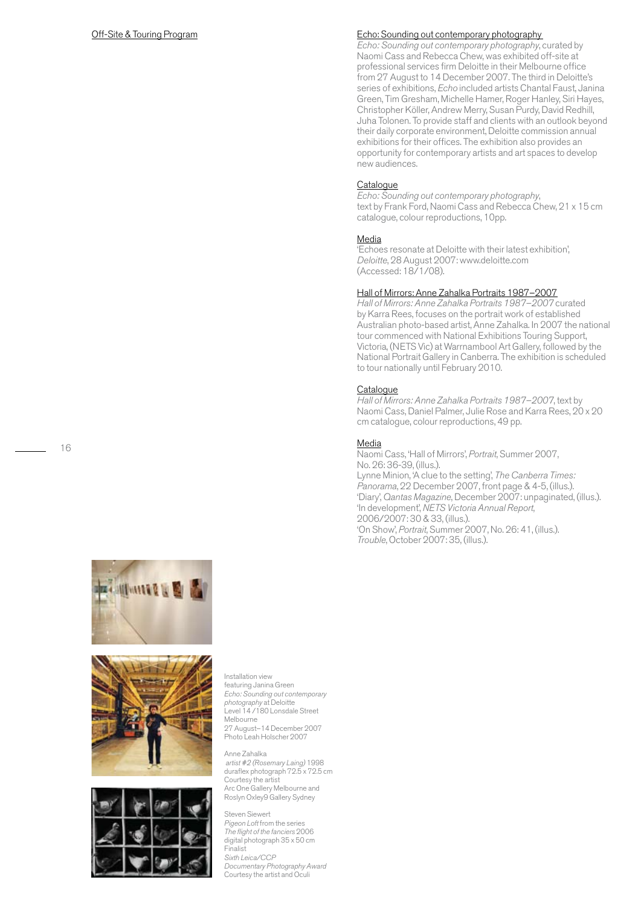## Off-Site & Touring Program

### Echo: Sounding out contemporary photography

*Echo: Sounding out contemporary photography*, curated by Naomi Cass and Rebecca Chew, was exhibited off-site at professional services firm Deloitte in their Melbourne office from 27 August to 14 December 2007. The third in Deloitte's series of exhibitions, *Echo* included artists Chantal Faust, Janina Green, Tim Gresham, Michelle Hamer, Roger Hanley, Siri Hayes, Christopher Köller, Andrew Merry, Susan Purdy, David Redhill, Juha Tolonen. To provide staff and clients with an outlook beyond their daily corporate environment, Deloitte commission annual exhibitions for their offices. The exhibition also provides an opportunity for contemporary artists and art spaces to develop new audiences.

#### Catalogue

*Echo: Sounding out contemporary photography*,
text by Frank Ford, Naomi Cass and Rebecca Chew, 21 x 15 cm catalogue, colour reproductions, 10pp.

#### Media

'Echoes resonate at Deloitte with their latest exhibition', *Deloitte*, 28 August 2007: www.deloitte.com (Accessed: 18/1/08).

### Hall of Mirrors: Anne Zahalka Portraits 1987–2007

*Hall of Mirrors: Anne Zahalka Portraits 1987–2007* curated by Karra Rees, focuses on the portrait work of established Australian photo-based artist, Anne Zahalka. In 2007 the national tour commenced with National Exhibitions Touring Support, Victoria, (NETS Vic) at Warrnambool Art Gallery, followed by the National Portrait Gallery in Canberra. The exhibition is scheduled to tour nationally until February 2010.

#### Catalogue

*Hall of Mirrors: Anne Zahalka Portraits 1987–2007*, text by Naomi Cass, Daniel Palmer, Julie Rose and Karra Rees, 20 x 20 cm catalogue, colour reproductions, 49 pp.

#### Media

Naomi Cass, 'Hall of Mirrors', *Portrait*, Summer 2007, No. 26: 36-39, (illus.).
Lynne Minion, 'A clue to the setting', *The Canberra Times: Panorama*, 22 December 2007, front page & 4-5, (illus.).
'Diary', *Qantas Magazine*, December 2007: unpaginated, (illus.).
'In development', *NETS Victoria Annual Report*, 2006/2007: 30 & 33, (illus.).
'On Show', *Portrait*, Summer 2007, No. 26: 41, (illus.).
*Trouble*, October 2007: 35, (illus.).

Installation view
featuring Janina Green
*Echo: Sounding out contemporary photography* at Deloitte
Level 14 / 180 Lonsdale Street
Melbourne
27 August–14 December 2007
Photo Leah Holscher 2007

Anne Zahalka
*artist #2 (Rosemary Laing)* 1998
duraflex photograph 72.5 x 72.5 cm
Courtesy the artist
Arc One Gallery Melbourne and
Roslyn Oxley9 Gallery Sydney

Steven Siewert
*Pigeon Loft* from the series
*The flight of the fanciers* 2006
digital photograph 35 x 50 cm
Finalist
*Sixth Leica/CCP Documentary Photography Award*
Courtesy the artist and Oculi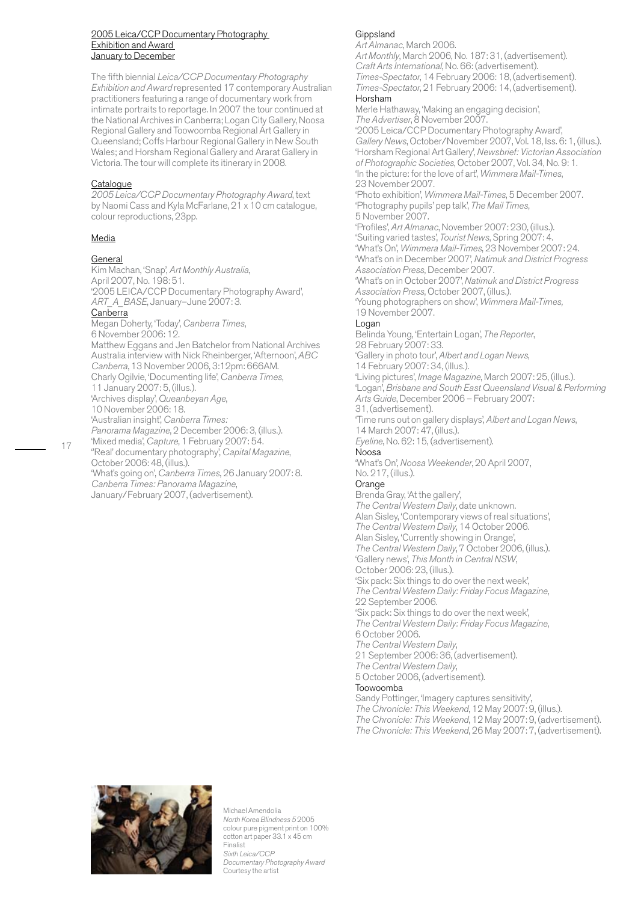## 2005 Leica/CCP Documentary Photography Exhibition and Award January to December

The fifth biennial *Leica/CCP Documentary Photography Exhibition and Award* represented 17 contemporary Australian practitioners featuring a range of documentary work from intimate portraits to reportage. In 2007 the tour continued at the National Archives in Canberra; Logan City Gallery, Noosa Regional Gallery and Toowoomba Regional Art Gallery in Queensland; Coffs Harbour Regional Gallery in New South Wales; and Horsham Regional Gallery and Ararat Gallery in Victoria. The tour will complete its itinerary in 2008.

### Catalogue

*2005 Leica/CCP Documentary Photography Award*, text by Naomi Cass and Kyla McFarlane, 21 x 10 cm catalogue, colour reproductions, 23pp.

### Media

#### General

Kim Machan, 'Snap', *Art Monthly Australia*, April 2007, No. 198: 51.
'2005 LEICA/CCP Documentary Photography Award', *ART_A_BASE*, January–June 2007: 3.

#### Canberra

Megan Doherty, 'Today', *Canberra Times*, 6 November 2006: 12.
Matthew Eggans and Jen Batchelor from National Archives Australia interview with Nick Rheinberger, 'Afternoon', *ABC Canberra*, 13 November 2006, 3:12pm: 666AM.
Charly Ogilvie, 'Documenting life', *Canberra Times*, 11 January 2007: 5, (illus.).
'Archives display', *Queanbeyan Age*, 10 November 2006: 18.
'Australian insight', *Canberra Times: Panorama Magazine*, 2 December 2006: 3, (illus.).
'Mixed media', *Capture*, 1 February 2007: 54.
''Real' documentary photography', *Capital Magazine*, October 2006: 48, (illus.).
'What's going on', *Canberra Times*, 26 January 2007: 8.
*Canberra Times: Panorama Magazine*, January/February 2007, (advertisement).

#### Gippsland

*Art Almanac*, March 2006.
*Art Monthly*, March 2006, No. 187: 31, (advertisement).
*Craft Arts International*, No. 66: (advertisement).
*Times-Spectator*, 14 February 2006: 18, (advertisement).
*Times-Spectator*, 21 February 2006: 14, (advertisement).

#### Horsham

Merle Hathaway, 'Making an engaging decision', *The Advertiser*, 8 November 2007.
'2005 Leica/CCP Documentary Photography Award', *Gallery News*, October/November 2007, Vol. 18, Iss. 6: 1, (illus.).
'Horsham Regional Art Gallery', *Newsbrief: Victorian Association of Photographic Societies*, October 2007, Vol. 34, No. 9: 1.
'In the picture: for the love of art', *Wimmera Mail-Times*, 23 November 2007.
'Photo exhibition', *Wimmera Mail-Times*, 5 December 2007.
'Photography pupils' pep talk', *The Mail Times*, 5 November 2007.
'Profiles', *Art Almanac*, November 2007: 230, (illus.).
'Suiting varied tastes', *Tourist News*, Spring 2007: 4.
'What's On', *Wimmera Mail-Times*, 23 November 2007: 24.
'What's on in December 2007', *Natimuk and District Progress Association Press*, December 2007.
'What's on in October 2007', *Natimuk and District Progress Association Press*, October 2007, (illus.).
'Young photographers on show', *Wimmera Mail-Times*, 19 November 2007.

#### Logan

Belinda Young, 'Entertain Logan', *The Reporter*, 28 February 2007: 33.
'Gallery in photo tour', *Albert and Logan News*, 14 February 2007: 34, (illus.).
'Living pictures', *Image Magazine*, March 2007: 25, (illus.).
'Logan', *Brisbane and South East Queensland Visual & Performing Arts Guide*, December 2006 – February 2007: 31, (advertisement).
'Time runs out on gallery displays', *Albert and Logan News*, 14 March 2007: 47, (illus.).
*Eyeline*, No. 62: 15, (advertisement).

#### Noosa

'What's On', *Noosa Weekender*, 20 April 2007, No. 217, (illus.).

#### Orange

Brenda Gray, 'At the gallery', *The Central Western Daily*, date unknown.
Alan Sisley, 'Contemporary views of real situations', *The Central Western Daily*, 14 October 2006.
Alan Sisley, 'Currently showing in Orange', *The Central Western Daily*, 7 October 2006, (illus.).
'Gallery news', *This Month in Central NSW*, October 2006: 23, (illus.).
'Six pack: Six things to do over the next week', *The Central Western Daily: Friday Focus Magazine*, 22 September 2006.
'Six pack: Six things to do over the next week', *The Central Western Daily: Friday Focus Magazine*, 6 October 2006.
*The Central Western Daily*, 21 September 2006: 36, (advertisement).
*The Central Western Daily*, 5 October 2006, (advertisement).

#### Toowoomba

Sandy Pottinger, 'Imagery captures sensitivity', *The Chronicle: This Weekend*, 12 May 2007: 9, (illus.).
*The Chronicle: This Weekend*, 12 May 2007: 9, (advertisement).
*The Chronicle: This Weekend*, 26 May 2007: 7, (advertisement).

Michael Amendolia
*North Korea Blindness 5* 2005
colour pure pigment print on 100% cotton art paper 33.1 x 45 cm
Finalist
*Sixth Leica/CCP Documentary Photography Award*
Courtesy the artist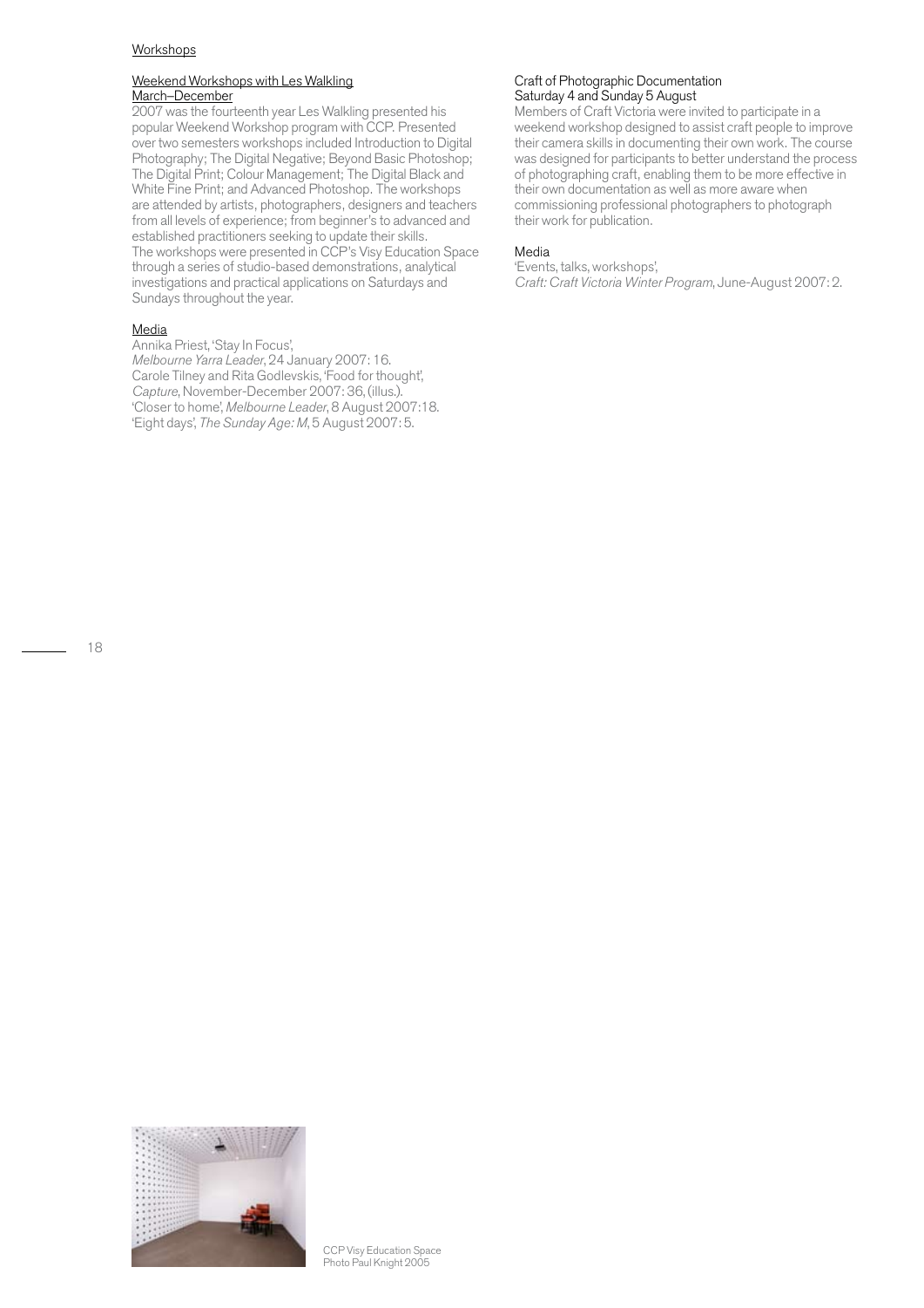## Workshops

### Weekend Workshops with Les Walkling
March–December

2007 was the fourteenth year Les Walkling presented his popular Weekend Workshop program with CCP. Presented over two semesters workshops included Introduction to Digital Photography; The Digital Negative; Beyond Basic Photoshop; The Digital Print; Colour Management; The Digital Black and White Fine Print; and Advanced Photoshop. The workshops are attended by artists, photographers, designers and teachers from all levels of experience; from beginner's to advanced and established practitioners seeking to update their skills. The workshops were presented in CCP's Visy Education Space through a series of studio-based demonstrations, analytical investigations and practical applications on Saturdays and Sundays throughout the year.

#### Media

Annika Priest, 'Stay In Focus', *Melbourne Yarra Leader*, 24 January 2007: 16.
Carole Tilney and Rita Godlevskis, 'Food for thought', *Capture*, November-December 2007: 36, (illus.).
'Closer to home', *Melbourne Leader*, 8 August 2007:18.
'Eight days', *The Sunday Age: M*, 5 August 2007: 5.

### Craft of Photographic Documentation
Saturday 4 and Sunday 5 August

Members of Craft Victoria were invited to participate in a weekend workshop designed to assist craft people to improve their camera skills in documenting their own work. The course was designed for participants to better understand the process of photographing craft, enabling them to be more effective in their own documentation as well as more aware when commissioning professional photographers to photograph their work for publication.

#### Media

'Events, talks, workshops', *Craft: Craft Victoria Winter Program*, June-August 2007: 2.

CCP Visy Education Space
Photo Paul Knight 2005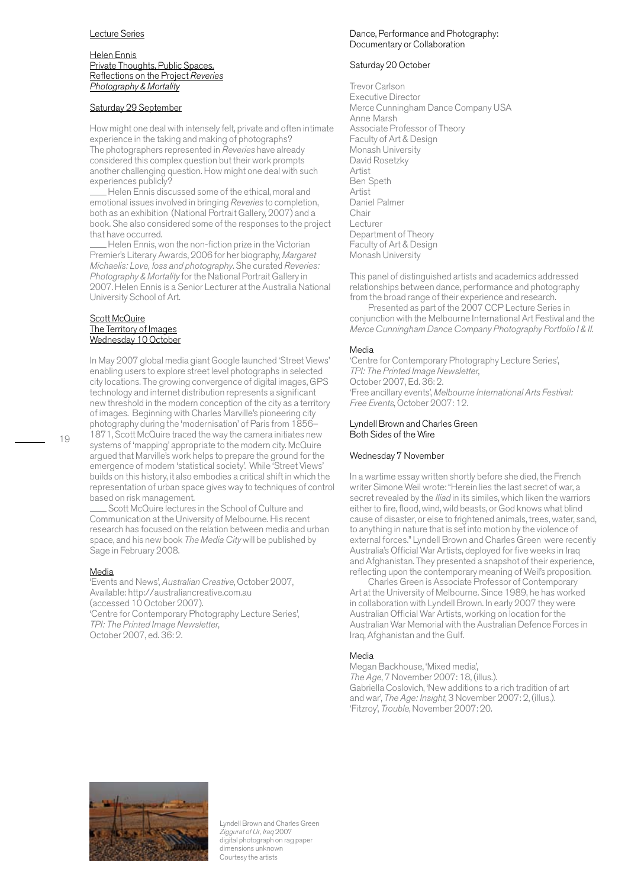## Lecture Series

### Helen Ennis
### Private Thoughts, Public Spaces. Reflections on the Project *Reveries Photography & Mortality*

Saturday 29 September

How might one deal with intensely felt, private and often intimate experience in the taking and making of photographs? The photographers represented in *Reveries* have already considered this complex question but their work prompts another challenging question. How might one deal with such experiences publicly?

Helen Ennis discussed some of the ethical, moral and emotional issues involved in bringing *Reveries* to completion, both as an exhibition (National Portrait Gallery, 2007) and a book. She also considered some of the responses to the project that have occurred.

Helen Ennis, won the non-fiction prize in the Victorian Premier's Literary Awards, 2006 for her biography, *Margaret Michaelis: Love, loss and photography*. She curated *Reveries: Photography & Mortality* for the National Portrait Gallery in 2007. Helen Ennis is a Senior Lecturer at the Australia National University School of Art.

### Scott McQuire
### The Territory of Images

Wednesday 10 October

In May 2007 global media giant Google launched 'Street Views' enabling users to explore street level photographs in selected city locations. The growing convergence of digital images, GPS technology and internet distribution represents a significant new threshold in the modern conception of the city as a territory of images. Beginning with Charles Marville's pioneering city photography during the 'modernisation' of Paris from 1856–1871, Scott McQuire traced the way the camera initiates new systems of 'mapping' appropriate to the modern city. McQuire argued that Marville's work helps to prepare the ground for the emergence of modern 'statistical society'. While 'Street Views' builds on this history, it also embodies a critical shift in which the representation of urban space gives way to techniques of control based on risk management.

Scott McQuire lectures in the School of Culture and Communication at the University of Melbourne. His recent research has focused on the relation between media and urban space, and his new book *The Media City* will be published by Sage in February 2008.

#### Media

'Events and News', *Australian Creative*, October 2007, Available: http://australiancreative.com.au (accessed 10 October 2007).
'Centre for Contemporary Photography Lecture Series', *TPI: The Printed Image Newsletter*, October 2007, ed. 36: 2.

### Dance, Performance and Photography: Documentary or Collaboration

Saturday 20 October

Trevor Carlson
Executive Director
Merce Cunningham Dance Company USA
Anne Marsh
Associate Professor of Theory
Faculty of Art & Design
Monash University
David Rosetzky
Artist
Ben Speth
Artist
Daniel Palmer
Chair
Lecturer
Department of Theory
Faculty of Art & Design
Monash University

This panel of distinguished artists and academics addressed relationships between dance, performance and photography from the broad range of their experience and research.

Presented as part of the 2007 CCP Lecture Series in conjunction with the Melbourne International Art Festival and the *Merce Cunningham Dance Company Photography Portfolio I & II*.

#### Media

'Centre for Contemporary Photography Lecture Series', *TPI: The Printed Image Newsletter*, October 2007, Ed. 36: 2.
'Free ancillary events', *Melbourne International Arts Festival: Free Events*, October 2007: 12.

### Lyndell Brown and Charles Green
### Both Sides of the Wire

Wednesday 7 November

In a wartime essay written shortly before she died, the French writer Simone Weil wrote: "Herein lies the last secret of war, a secret revealed by the *Iliad* in its similes, which liken the warriors either to fire, flood, wind, wild beasts, or God knows what blind cause of disaster, or else to frightened animals, trees, water, sand, to anything in nature that is set into motion by the violence of external forces." Lyndell Brown and Charles Green were recently Australia's Official War Artists, deployed for five weeks in Iraq and Afghanistan. They presented a snapshot of their experience, reflecting upon the contemporary meaning of Weil's proposition.

Charles Green is Associate Professor of Contemporary Art at the University of Melbourne. Since 1989, he has worked in collaboration with Lyndell Brown. In early 2007 they were Australian Official War Artists, working on location for the Australian War Memorial with the Australian Defence Forces in Iraq, Afghanistan and the Gulf.

#### Media

Megan Backhouse, 'Mixed media', *The Age*, 7 November 2007: 18, (illus.).
Gabriella Coslovich, 'New additions to a rich tradition of art and war', *The Age: Insight*, 3 November 2007: 2, (illus.).
'Fitzroy', *Trouble*, November 2007: 20.

Lyndell Brown and Charles Green
*Ziggurat of Ur, Iraq* 2007
digital photograph on rag paper
dimensions unknown
Courtesy the artists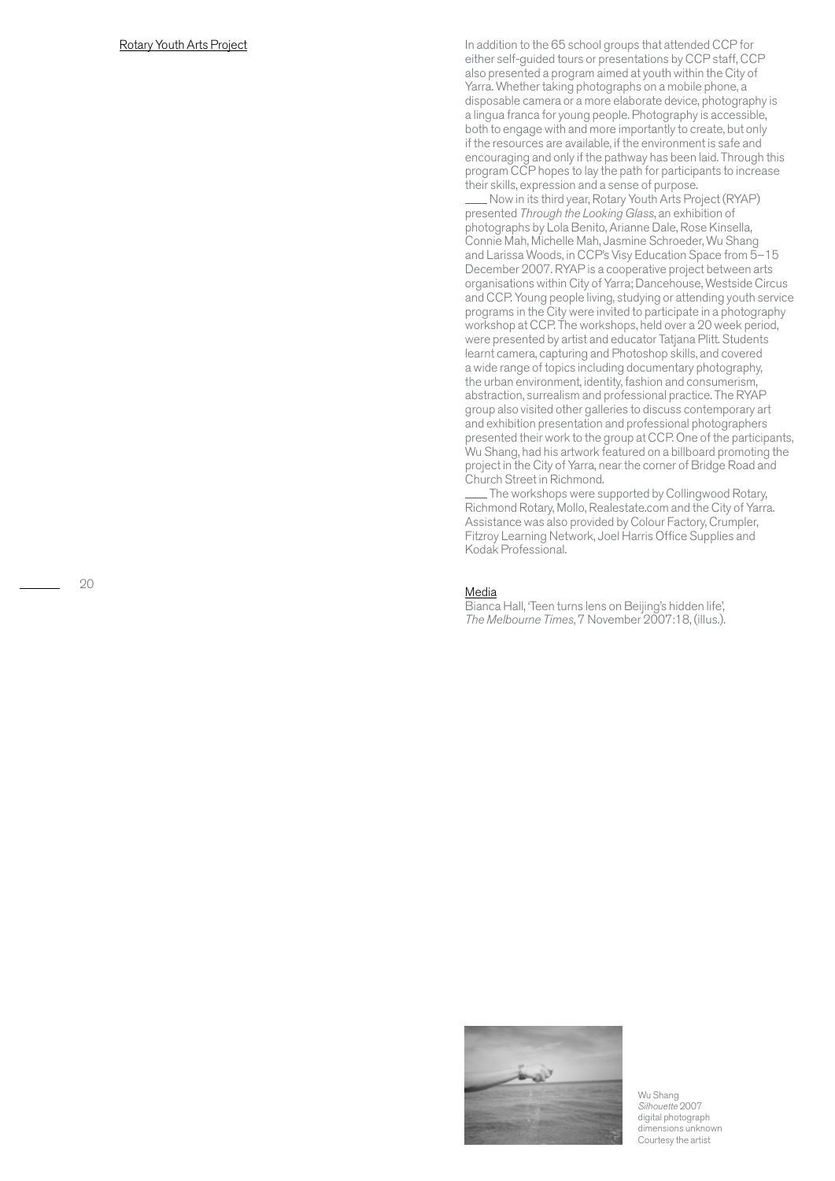## Rotary Youth Arts Project

In addition to the 65 school groups that attended CCP for either self-guided tours or presentations by CCP staff, CCP also presented a program aimed at youth within the City of Yarra. Whether taking photographs on a mobile phone, a disposable camera or a more elaborate device, photography is a lingua franca for young people. Photography is accessible, both to engage with and more importantly to create, but only if the resources are available, if the environment is safe and encouraging and only if the pathway has been laid. Through this program CCP hopes to lay the path for participants to increase their skills, expression and a sense of purpose.

Now in its third year, Rotary Youth Arts Project (RYAP) presented *Through the Looking Glass*, an exhibition of photographs by Lola Benito, Arianne Dale, Rose Kinsella, Connie Mah, Michelle Mah, Jasmine Schroeder, Wu Shang and Larissa Woods, in CCP's Visy Education Space from 5–15 December 2007. RYAP is a cooperative project between arts organisations within City of Yarra; Dancehouse, Westside Circus and CCP. Young people living, studying or attending youth service programs in the City were invited to participate in a photography workshop at CCP. The workshops, held over a 20 week period, were presented by artist and educator Tatjana Plitt. Students learnt camera, capturing and Photoshop skills, and covered a wide range of topics including documentary photography, the urban environment, identity, fashion and consumerism, abstraction, surrealism and professional practice. The RYAP group also visited other galleries to discuss contemporary art and exhibition presentation and professional photographers presented their work to the group at CCP. One of the participants, Wu Shang, had his artwork featured on a billboard promoting the project in the City of Yarra, near the corner of Bridge Road and Church Street in Richmond.

The workshops were supported by Collingwood Rotary, Richmond Rotary, Mollo, Realestate.com and the City of Yarra. Assistance was also provided by Colour Factory, Crumpler, Fitzroy Learning Network, Joel Harris Office Supplies and Kodak Professional.

### Media

Bianca Hall, 'Teen turns lens on Beijing's hidden life', *The Melbourne Times*, 7 November 2007:18, (illus.).

Wu Shang
*Silhouette* 2007
digital photograph
dimensions unknown
Courtesy the artist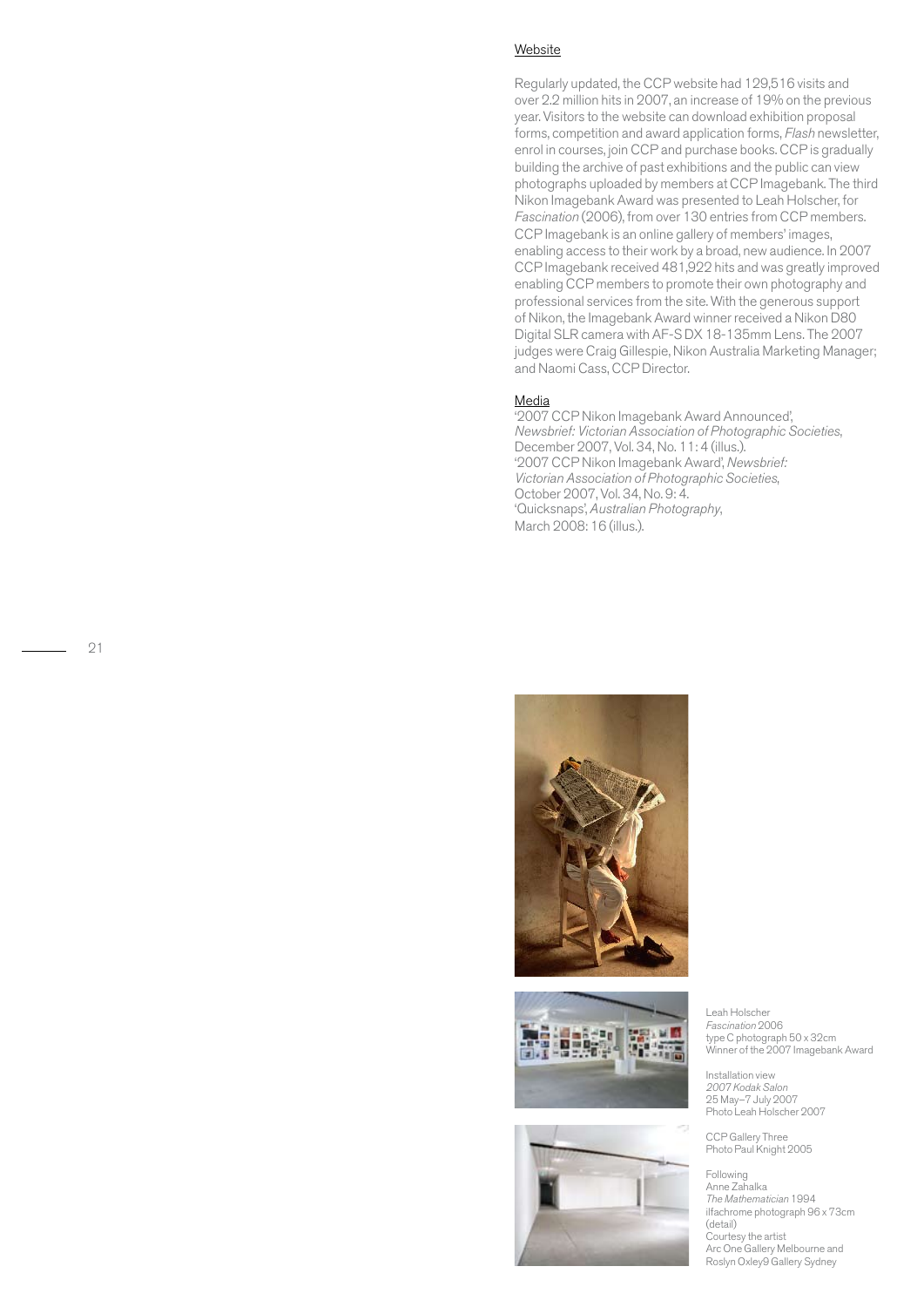## Website

Regularly updated, the CCP website had 129,516 visits and over 2.2 million hits in 2007, an increase of 19% on the previous year. Visitors to the website can download exhibition proposal forms, competition and award application forms, *Flash* newsletter, enrol in courses, join CCP and purchase books. CCP is gradually building the archive of past exhibitions and the public can view photographs uploaded by members at CCP Imagebank. The third Nikon Imagebank Award was presented to Leah Holscher, for *Fascination* (2006), from over 130 entries from CCP members. CCP Imagebank is an online gallery of members' images, enabling access to their work by a broad, new audience. In 2007 CCP Imagebank received 481,922 hits and was greatly improved enabling CCP members to promote their own photography and professional services from the site. With the generous support of Nikon, the Imagebank Award winner received a Nikon D80 Digital SLR camera with AF-S DX 18-135mm Lens. The 2007 judges were Craig Gillespie, Nikon Australia Marketing Manager; and Naomi Cass, CCP Director.

## Media

'2007 CCP Nikon Imagebank Award Announced', *Newsbrief: Victorian Association of Photographic Societies*, December 2007, Vol. 34, No. 11: 4 (illus.).
'2007 CCP Nikon Imagebank Award', *Newsbrief: Victorian Association of Photographic Societies*, October 2007, Vol. 34, No. 9: 4.
'Quicksnaps', *Australian Photography*, March 2008: 16 (illus.).

Leah Holscher
*Fascination* 2006
type C photograph 50 x 32cm
Winner of the 2007 Imagebank Award

Installation view
*2007 Kodak Salon*
25 May–7 July 2007
Photo Leah Holscher 2007

CCP Gallery Three
Photo Paul Knight 2005

Following
Anne Zahalka
*The Mathematician* 1994
ilfachrome photograph 96 x 73cm
(detail)
Courtesy the artist
Arc One Gallery Melbourne and
Roslyn Oxley9 Gallery Sydney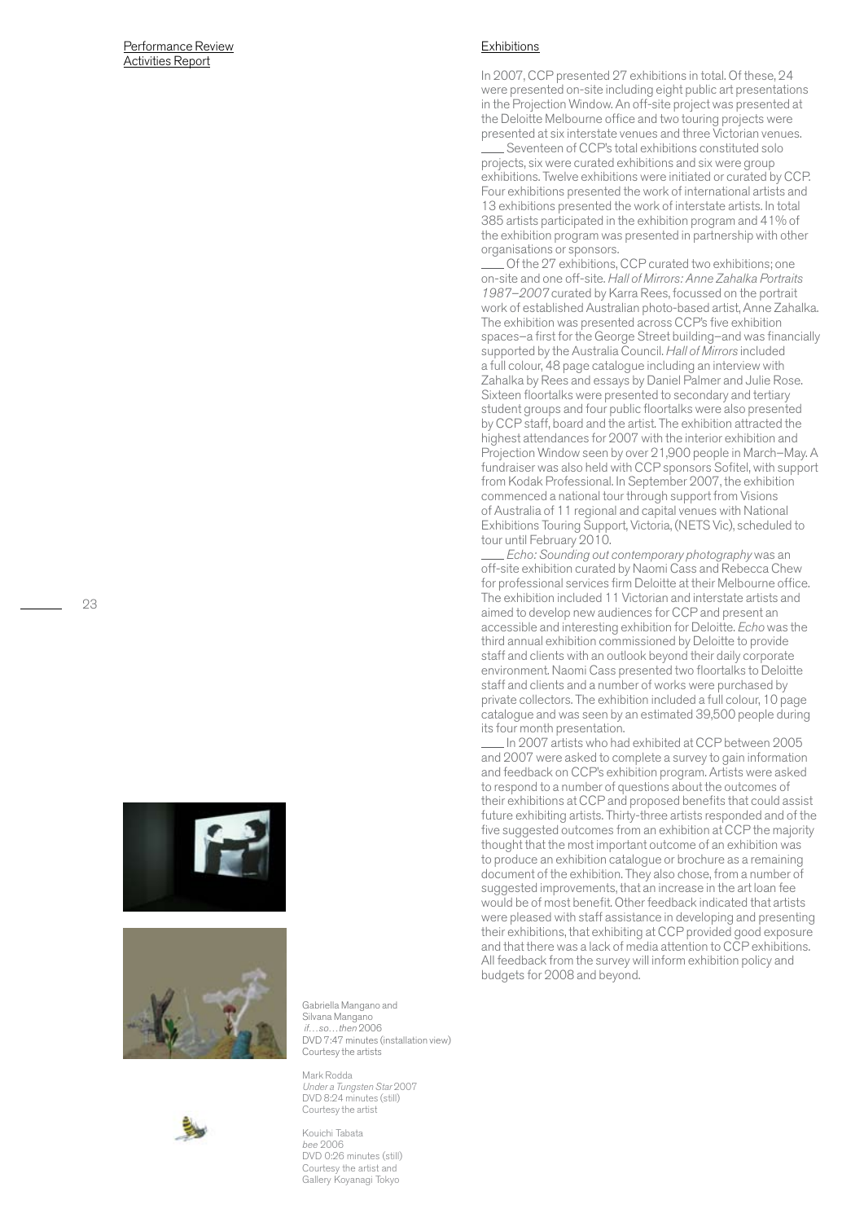## Exhibitions

In 2007, CCP presented 27 exhibitions in total. Of these, 24 were presented on-site including eight public art presentations in the Projection Window. An off-site project was presented at the Deloitte Melbourne office and two touring projects were presented at six interstate venues and three Victorian venues.

Seventeen of CCP's total exhibitions constituted solo projects, six were curated exhibitions and six were group exhibitions. Twelve exhibitions were initiated or curated by CCP. Four exhibitions presented the work of international artists and 13 exhibitions presented the work of interstate artists. In total 385 artists participated in the exhibition program and 41% of the exhibition program was presented in partnership with other organisations or sponsors.

Of the 27 exhibitions, CCP curated two exhibitions; one on-site and one off-site. *Hall of Mirrors: Anne Zahalka Portraits 1987–2007* curated by Karra Rees, focussed on the portrait work of established Australian photo-based artist, Anne Zahalka. The exhibition was presented across CCP's five exhibition spaces–a first for the George Street building–and was financially supported by the Australia Council. *Hall of Mirrors* included a full colour, 48 page catalogue including an interview with Zahalka by Rees and essays by Daniel Palmer and Julie Rose. Sixteen floortalks were presented to secondary and tertiary student groups and four public floortalks were also presented by CCP staff, board and the artist. The exhibition attracted the highest attendances for 2007 with the interior exhibition and Projection Window seen by over 21,900 people in March–May. A fundraiser was also held with CCP sponsors Sofitel, with support from Kodak Professional. In September 2007, the exhibition commenced a national tour through support from Visions of Australia of 11 regional and capital venues with National Exhibitions Touring Support, Victoria, (NETS Vic), scheduled to tour until February 2010.

*Echo: Sounding out contemporary photography* was an off-site exhibition curated by Naomi Cass and Rebecca Chew for professional services firm Deloitte at their Melbourne office. The exhibition included 11 Victorian and interstate artists and aimed to develop new audiences for CCP and present an accessible and interesting exhibition for Deloitte. *Echo* was the third annual exhibition commissioned by Deloitte to provide staff and clients with an outlook beyond their daily corporate environment. Naomi Cass presented two floortalks to Deloitte staff and clients and a number of works were purchased by private collectors. The exhibition included a full colour, 10 page catalogue and was seen by an estimated 39,500 people during its four month presentation.

In 2007 artists who had exhibited at CCP between 2005 and 2007 were asked to complete a survey to gain information and feedback on CCP's exhibition program. Artists were asked to respond to a number of questions about the outcomes of their exhibitions at CCP and proposed benefits that could assist future exhibiting artists. Thirty-three artists responded and of the five suggested outcomes from an exhibition at CCP the majority thought that the most important outcome of an exhibition was to produce an exhibition catalogue or brochure as a remaining document of the exhibition. They also chose, from a number of suggested improvements, that an increase in the art loan fee would be of most benefit. Other feedback indicated that artists were pleased with staff assistance in developing and presenting their exhibitions, that exhibiting at CCP provided good exposure and that there was a lack of media attention to CCP exhibitions. All feedback from the survey will inform exhibition policy and budgets for 2008 and beyond.

Gabriella Mangano and Silvana Mangano
*if…so…then* 2006
DVD 7:47 minutes (installation view)
Courtesy the artists

Mark Rodda
*Under a Tungsten Star* 2007
DVD 8:24 minutes (still)
Courtesy the artist

Kouichi Tabata
*bee* 2006
DVD 0:26 minutes (still)
Courtesy the artist and Gallery Koyanagi Tokyo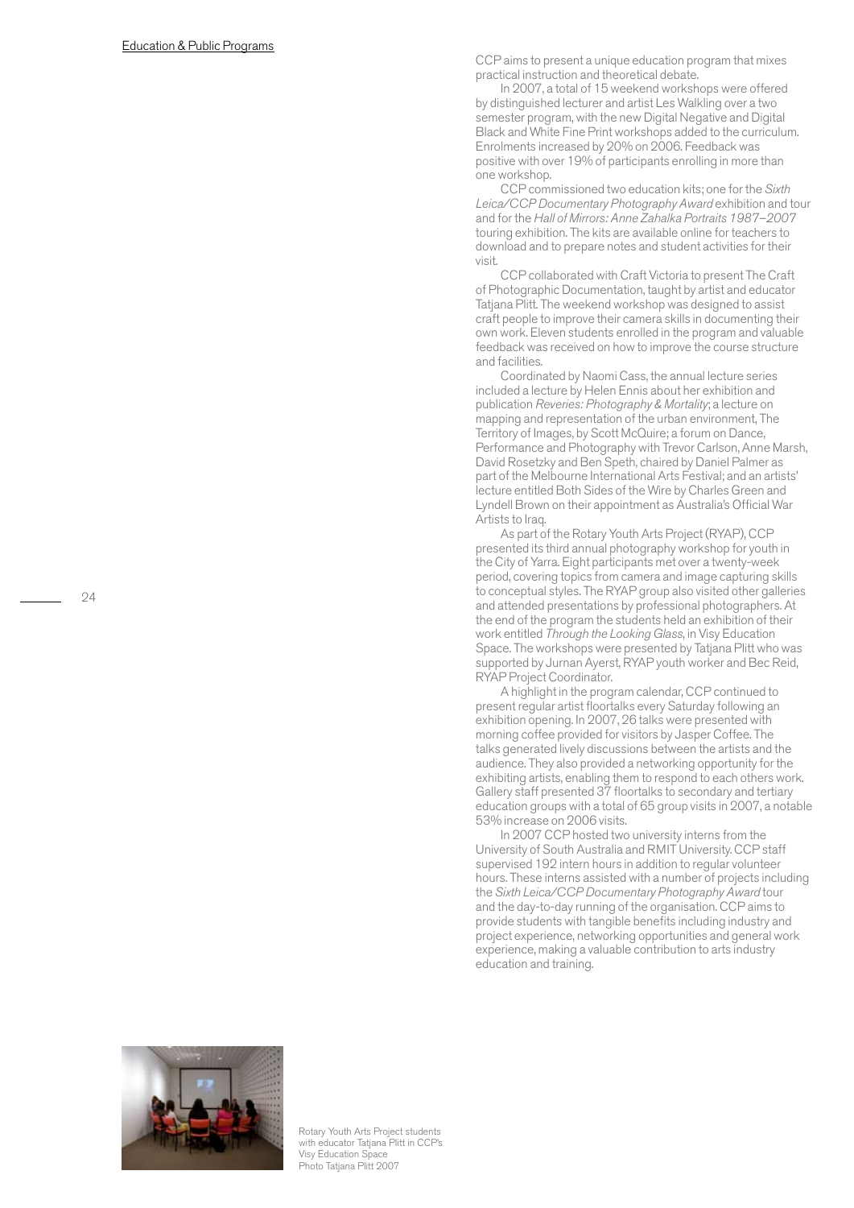## Education & Public Programs

CCP aims to present a unique education program that mixes practical instruction and theoretical debate.

In 2007, a total of 15 weekend workshops were offered by distinguished lecturer and artist Les Walkling over a two semester program, with the new Digital Negative and Digital Black and White Fine Print workshops added to the curriculum. Enrolments increased by 20% on 2006. Feedback was positive with over 19% of participants enrolling in more than one workshop.

CCP commissioned two education kits; one for the *Sixth Leica/CCP Documentary Photography Award* exhibition and tour and for the *Hall of Mirrors: Anne Zahalka Portraits 1987–2007* touring exhibition. The kits are available online for teachers to download and to prepare notes and student activities for their visit.

CCP collaborated with Craft Victoria to present The Craft of Photographic Documentation, taught by artist and educator Tatjana Plitt. The weekend workshop was designed to assist craft people to improve their camera skills in documenting their own work. Eleven students enrolled in the program and valuable feedback was received on how to improve the course structure and facilities.

Coordinated by Naomi Cass, the annual lecture series included a lecture by Helen Ennis about her exhibition and publication *Reveries: Photography & Mortality*; a lecture on mapping and representation of the urban environment, The Territory of Images, by Scott McQuire; a forum on Dance, Performance and Photography with Trevor Carlson, Anne Marsh, David Rosetzky and Ben Speth, chaired by Daniel Palmer as part of the Melbourne International Arts Festival; and an artists' lecture entitled Both Sides of the Wire by Charles Green and Lyndell Brown on their appointment as Australia's Official War Artists to Iraq.

As part of the Rotary Youth Arts Project (RYAP), CCP presented its third annual photography workshop for youth in the City of Yarra. Eight participants met over a twenty-week period, covering topics from camera and image capturing skills to conceptual styles. The RYAP group also visited other galleries and attended presentations by professional photographers. At the end of the program the students held an exhibition of their work entitled *Through the Looking Glass*, in Visy Education Space. The workshops were presented by Tatjana Plitt who was supported by Jurnan Ayerst, RYAP youth worker and Bec Reid, RYAP Project Coordinator.

A highlight in the program calendar, CCP continued to present regular artist floortalks every Saturday following an exhibition opening. In 2007, 26 talks were presented with morning coffee provided for visitors by Jasper Coffee. The talks generated lively discussions between the artists and the audience. They also provided a networking opportunity for the exhibiting artists, enabling them to respond to each others work. Gallery staff presented 37 floortalks to secondary and tertiary education groups with a total of 65 group visits in 2007, a notable 53% increase on 2006 visits.

In 2007 CCP hosted two university interns from the University of South Australia and RMIT University. CCP staff supervised 192 intern hours in addition to regular volunteer hours. These interns assisted with a number of projects including the *Sixth Leica/CCP Documentary Photography Award* tour and the day-to-day running of the organisation. CCP aims to provide students with tangible benefits including industry and project experience, networking opportunities and general work experience, making a valuable contribution to arts industry education and training.

Rotary Youth Arts Project students with educator Tatjana Plitt in CCP's Visy Education Space
Photo Tatjana Plitt 2007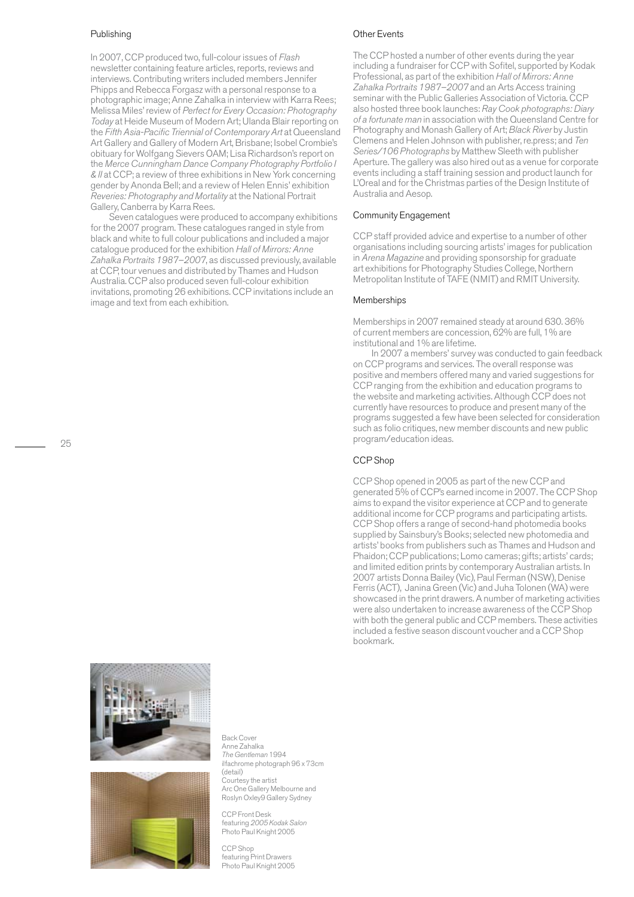## Publishing

In 2007, CCP produced two, full-colour issues of *Flash* newsletter containing feature articles, reports, reviews and interviews. Contributing writers included members Jennifer Phipps and Rebecca Forgasz with a personal response to a photographic image; Anne Zahalka in interview with Karra Rees; Melissa Miles' review of *Perfect for Every Occasion: Photography Today* at Heide Museum of Modern Art; Ulanda Blair reporting on the *Fifth Asia-Pacific Triennial of Contemporary Art* at Queensland Art Gallery and Gallery of Modern Art, Brisbane; Isobel Crombie's obituary for Wolfgang Sievers OAM; Lisa Richardson's report on the *Merce Cunningham Dance Company Photography Portfolio I & II* at CCP; a review of three exhibitions in New York concerning gender by Anonda Bell; and a review of Helen Ennis' exhibition *Reveries: Photography and Mortality* at the National Portrait Gallery, Canberra by Karra Rees.

Seven catalogues were produced to accompany exhibitions for the 2007 program. These catalogues ranged in style from black and white to full colour publications and included a major catalogue produced for the exhibition *Hall of Mirrors: Anne Zahalka Portraits 1987–2007*, as discussed previously, available at CCP, tour venues and distributed by Thames and Hudson Australia. CCP also produced seven full-colour exhibition invitations, promoting 26 exhibitions. CCP invitations include an image and text from each exhibition.

## Other Events

The CCP hosted a number of other events during the year including a fundraiser for CCP with Sofitel, supported by Kodak Professional, as part of the exhibition *Hall of Mirrors: Anne Zahalka Portraits 1987–2007* and an Arts Access training seminar with the Public Galleries Association of Victoria. CCP also hosted three book launches: *Ray Cook photographs: Diary of a fortunate man* in association with the Queensland Centre for Photography and Monash Gallery of Art; *Black River* by Justin Clemens and Helen Johnson with publisher, re.press; and *Ten Series/106 Photographs* by Matthew Sleeth with publisher Aperture. The gallery was also hired out as a venue for corporate events including a staff training session and product launch for L'Oreal and for the Christmas parties of the Design Institute of Australia and Aesop.

## Community Engagement

CCP staff provided advice and expertise to a number of other organisations including sourcing artists' images for publication in *Arena Magazine* and providing sponsorship for graduate art exhibitions for Photography Studies College, Northern Metropolitan Institute of TAFE (NMIT) and RMIT University.

## Memberships

Memberships in 2007 remained steady at around 630. 36% of current members are concession, 62% are full, 1% are institutional and 1% are lifetime.

In 2007 a members' survey was conducted to gain feedback on CCP programs and services. The overall response was positive and members offered many and varied suggestions for CCP ranging from the exhibition and education programs to the website and marketing activities. Although CCP does not currently have resources to produce and present many of the programs suggested a few have been selected for consideration such as folio critiques, new member discounts and new public program/education ideas.

## CCP Shop

CCP Shop opened in 2005 as part of the new CCP and generated 5% of CCP's earned income in 2007. The CCP Shop aims to expand the visitor experience at CCP and to generate additional income for CCP programs and participating artists. CCP Shop offers a range of second-hand photomedia books supplied by Sainsbury's Books; selected new photomedia and artists' books from publishers such as Thames and Hudson and Phaidon; CCP publications; Lomo cameras; gifts; artists' cards; and limited edition prints by contemporary Australian artists. In 2007 artists Donna Bailey (Vic), Paul Ferman (NSW), Denise Ferris (ACT), Janina Green (Vic) and Juha Tolonen (WA) were showcased in the print drawers. A number of marketing activities were also undertaken to increase awareness of the CCP Shop with both the general public and CCP members. These activities included a festive season discount voucher and a CCP Shop bookmark.

Back Cover
Anne Zahalka
*The Gentleman* 1994
ilfachrome photograph 96 x 73cm (detail)
Courtesy the artist
Arc One Gallery Melbourne and Roslyn Oxley9 Gallery Sydney

CCP Front Desk
featuring *2005 Kodak Salon*
Photo Paul Knight 2005

CCP Shop
featuring Print Drawers
Photo Paul Knight 2005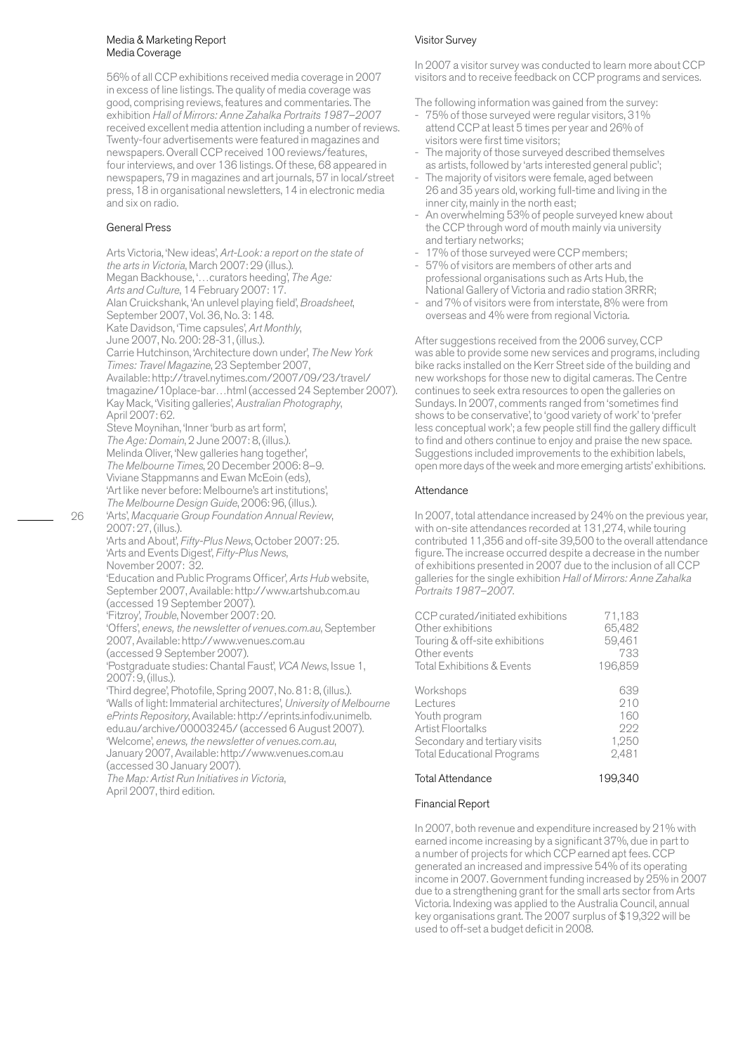## Media & Marketing Report

### Media Coverage

56% of all CCP exhibitions received media coverage in 2007 in excess of line listings. The quality of media coverage was good, comprising reviews, features and commentaries. The exhibition *Hall of Mirrors: Anne Zahalka Portraits 1987–2007* received excellent media attention including a number of reviews. Twenty-four advertisements were featured in magazines and newspapers. Overall CCP received 100 reviews/features, four interviews, and over 136 listings. Of these, 68 appeared in newspapers, 79 in magazines and art journals, 57 in local/street press, 18 in organisational newsletters, 14 in electronic media and six on radio.

### General Press

Arts Victoria, 'New ideas', *Art-Look: a report on the state of the arts in Victoria*, March 2007: 29 (illus.).
Megan Backhouse, '…curators heeding', *The Age: Arts and Culture*, 14 February 2007: 17.
Alan Cruickshank, 'An unlevel playing field', *Broadsheet*, September 2007, Vol. 36, No. 3: 148.
Kate Davidson, 'Time capsules', *Art Monthly*, June 2007, No. 200: 28-31, (illus.).
Carrie Hutchinson, 'Architecture down under', *The New York Times: Travel Magazine*, 23 September 2007, Available: http://travel.nytimes.com/2007/09/23/travel/tmagazine/10place-bar…html (accessed 24 September 2007).
Kay Mack, 'Visiting galleries', *Australian Photography*, April 2007: 62.
Steve Moynihan, 'Inner 'burb as art form', *The Age: Domain*, 2 June 2007: 8, (illus.).
Melinda Oliver, 'New galleries hang together', *The Melbourne Times*, 20 December 2006: 8–9.
Viviane Stappmanns and Ewan McEoin (eds), 'Art like never before: Melbourne's art institutions', *The Melbourne Design Guide*, 2006: 96, (illus.).
'Arts', *Macquarie Group Foundation Annual Review*, 2007: 27, (illus.).
'Arts and About', *Fifty-Plus News*, October 2007: 25.
'Arts and Events Digest', *Fifty-Plus News*, November 2007: 32.
'Education and Public Programs Officer', *Arts Hub* website, September 2007, Available: http://www.artshub.com.au (accessed 19 September 2007).
'Fitzroy', *Trouble*, November 2007: 20.
'Offers', *enews, the newsletter of venues.com.au*, September 2007, Available: http://www.venues.com.au (accessed 9 September 2007).
'Postgraduate studies: Chantal Faust', *VCA News*, Issue 1, 2007: 9, (illus.).
'Third degree', Photofile, Spring 2007, No. 81: 8, (illus.).
'Walls of light: Immaterial architectures', *University of Melbourne ePrints Repository*, Available: http://eprints.infodiv.unimelb.edu.au/archive/00003245/ (accessed 6 August 2007).
'Welcome', *enews, the newsletter of venues.com.au*, January 2007, Available: http://www.venues.com.au (accessed 30 January 2007).
*The Map: Artist Run Initiatives in Victoria*, April 2007, third edition.

### Visitor Survey

In 2007 a visitor survey was conducted to learn more about CCP visitors and to receive feedback on CCP programs and services.

The following information was gained from the survey:

- 75% of those surveyed were regular visitors, 31% attend CCP at least 5 times per year and 26% of visitors were first time visitors;
- The majority of those surveyed described themselves as artists, followed by 'arts interested general public';
- The majority of visitors were female, aged between 26 and 35 years old, working full-time and living in the inner city, mainly in the north east;
- An overwhelming 53% of people surveyed knew about the CCP through word of mouth mainly via university and tertiary networks;
- 17% of those surveyed were CCP members;
- 57% of visitors are members of other arts and professional organisations such as Arts Hub, the National Gallery of Victoria and radio station 3RRR;
- and 7% of visitors were from interstate, 8% were from overseas and 4% were from regional Victoria.

After suggestions received from the 2006 survey, CCP was able to provide some new services and programs, including bike racks installed on the Kerr Street side of the building and new workshops for those new to digital cameras. The Centre continues to seek extra resources to open the galleries on Sundays. In 2007, comments ranged from 'sometimes find shows to be conservative', to 'good variety of work' to 'prefer less conceptual work'; a few people still find the gallery difficult to find and others continue to enjoy and praise the new space. Suggestions included improvements to the exhibition labels, open more days of the week and more emerging artists' exhibitions.

### Attendance

In 2007, total attendance increased by 24% on the previous year, with on-site attendances recorded at 131,274, while touring contributed 11,356 and off-site 39,500 to the overall attendance figure. The increase occurred despite a decrease in the number of exhibitions presented in 2007 due to the inclusion of all CCP galleries for the single exhibition *Hall of Mirrors: Anne Zahalka Portraits 1987–2007*.

| | |
|---|---|
| CCP curated/initiated exhibitions | 71,183 |
| Other exhibitions | 65,482 |
| Touring & off-site exhibitions | 59,461 |
| Other events | 733 |
| Total Exhibitions & Events | 196,859 |
| | |
| Workshops | 639 |
| Lectures | 210 |
| Youth program | 160 |
| Artist Floortalks | 222 |
| Secondary and tertiary visits | 1,250 |
| Total Educational Programs | 2,481 |
| | |
| Total Attendance | 199,340 |

### Financial Report

In 2007, both revenue and expenditure increased by 21% with earned income increasing by a significant 37%, due in part to a number of projects for which CCP earned apt fees. CCP generated an increased and impressive 54% of its operating income in 2007. Government funding increased by 25% in 2007 due to a strengthening grant for the small arts sector from Arts Victoria. Indexing was applied to the Australia Council, annual key organisations grant. The 2007 surplus of $19,322 will be used to off-set a budget deficit in 2008.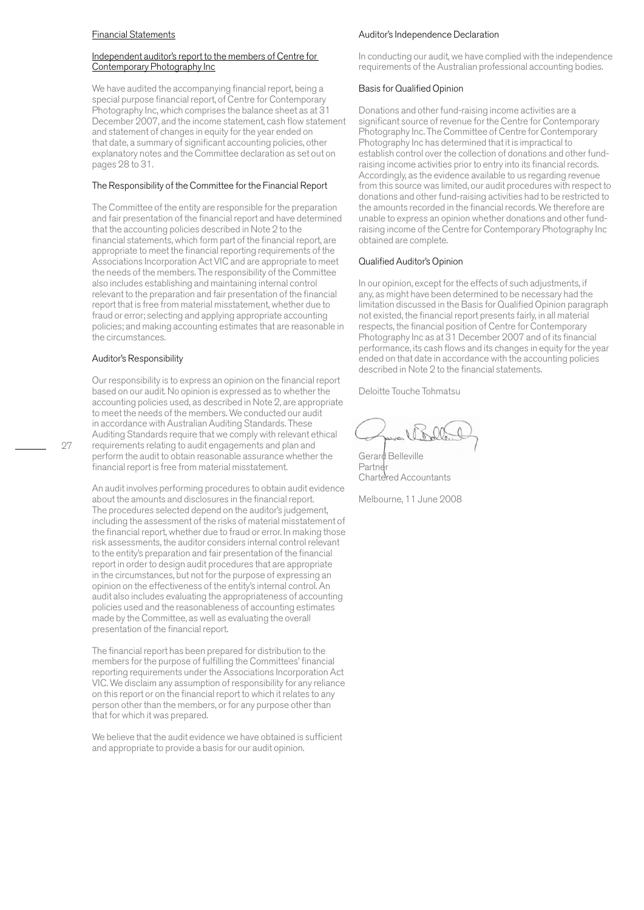Financial Statements

## Independent auditor's report to the members of Centre for Contemporary Photography Inc

We have audited the accompanying financial report, being a special purpose financial report, of Centre for Contemporary Photography Inc, which comprises the balance sheet as at 31 December 2007, and the income statement, cash flow statement and statement of changes in equity for the year ended on that date, a summary of significant accounting policies, other explanatory notes and the Committee declaration as set out on pages 28 to 31.

### The Responsibility of the Committee for the Financial Report

The Committee of the entity are responsible for the preparation and fair presentation of the financial report and have determined that the accounting policies described in Note 2 to the financial statements, which form part of the financial report, are appropriate to meet the financial reporting requirements of the Associations Incorporation Act VIC and are appropriate to meet the needs of the members. The responsibility of the Committee also includes establishing and maintaining internal control relevant to the preparation and fair presentation of the financial report that is free from material misstatement, whether due to fraud or error; selecting and applying appropriate accounting policies; and making accounting estimates that are reasonable in the circumstances.

### Auditor's Responsibility

Our responsibility is to express an opinion on the financial report based on our audit. No opinion is expressed as to whether the accounting policies used, as described in Note 2, are appropriate to meet the needs of the members. We conducted our audit in accordance with Australian Auditing Standards. These Auditing Standards require that we comply with relevant ethical requirements relating to audit engagements and plan and perform the audit to obtain reasonable assurance whether the financial report is free from material misstatement.

An audit involves performing procedures to obtain audit evidence about the amounts and disclosures in the financial report. The procedures selected depend on the auditor's judgement, including the assessment of the risks of material misstatement of the financial report, whether due to fraud or error. In making those risk assessments, the auditor considers internal control relevant to the entity's preparation and fair presentation of the financial report in order to design audit procedures that are appropriate in the circumstances, but not for the purpose of expressing an opinion on the effectiveness of the entity's internal control. An audit also includes evaluating the appropriateness of accounting policies used and the reasonableness of accounting estimates made by the Committee, as well as evaluating the overall presentation of the financial report.

The financial report has been prepared for distribution to the members for the purpose of fulfilling the Committees' financial reporting requirements under the Associations Incorporation Act VIC. We disclaim any assumption of responsibility for any reliance on this report or on the financial report to which it relates to any person other than the members, or for any purpose other than that for which it was prepared.

We believe that the audit evidence we have obtained is sufficient and appropriate to provide a basis for our audit opinion.

### Auditor's Independence Declaration

In conducting our audit, we have complied with the independence requirements of the Australian professional accounting bodies.

### Basis for Qualified Opinion

Donations and other fund-raising income activities are a significant source of revenue for the Centre for Contemporary Photography Inc. The Committee of Centre for Contemporary Photography Inc has determined that it is impractical to establish control over the collection of donations and other fund-raising income activities prior to entry into its financial records. Accordingly, as the evidence available to us regarding revenue from this source was limited, our audit procedures with respect to donations and other fund-raising activities had to be restricted to the amounts recorded in the financial records. We therefore are unable to express an opinion whether donations and other fund-raising income of the Centre for Contemporary Photography Inc obtained are complete.

### Qualified Auditor's Opinion

In our opinion, except for the effects of such adjustments, if any, as might have been determined to be necessary had the limitation discussed in the Basis for Qualified Opinion paragraph not existed, the financial report presents fairly, in all material respects, the financial position of Centre for Contemporary Photography Inc as at 31 December 2007 and of its financial performance, its cash flows and its changes in equity for the year ended on that date in accordance with the accounting policies described in Note 2 to the financial statements.

Deloitte Touche Tohmatsu

Gerard Belleville
Partner
Chartered Accountants

Melbourne, 11 June 2008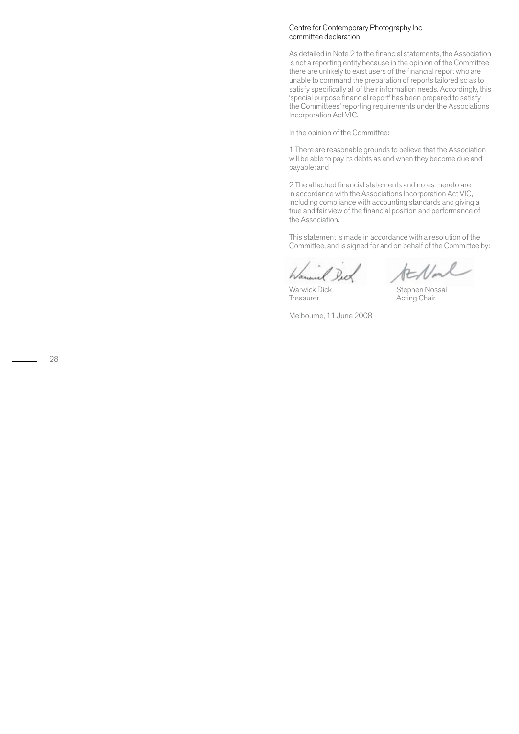## Centre for Contemporary Photography Inc committee declaration

As detailed in Note 2 to the financial statements, the Association is not a reporting entity because in the opinion of the Committee there are unlikely to exist users of the financial report who are unable to command the preparation of reports tailored so as to satisfy specifically all of their information needs. Accordingly, this 'special purpose financial report' has been prepared to satisfy the Committees' reporting requirements under the Associations Incorporation Act VIC.

In the opinion of the Committee:

1 There are reasonable grounds to believe that the Association will be able to pay its debts as and when they become due and payable; and

2 The attached financial statements and notes thereto are in accordance with the Associations Incorporation Act VIC, including compliance with accounting standards and giving a true and fair view of the financial position and performance of the Association.

This statement is made in accordance with a resolution of the Committee, and is signed for and on behalf of the Committee by:

| Warwick Dick | Stephen Nossal |
|---|---|
| Treasurer | Acting Chair |

Melbourne, 11 June 2008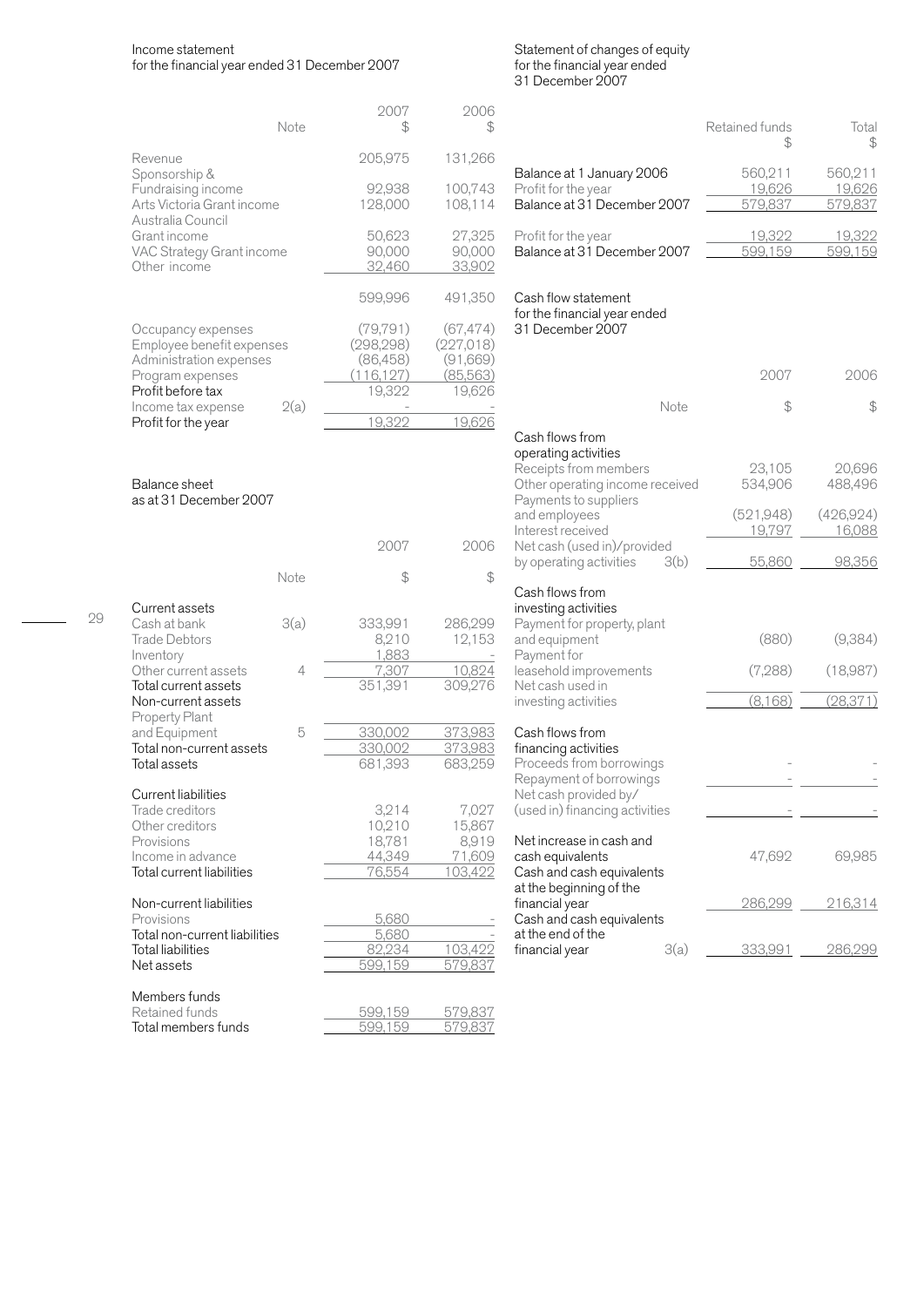## Income statement
for the financial year ended 31 December 2007

| | Note | 2007 $ | 2006 $ |
|---|---|---|---|
| Revenue | | 205,975 | 131,266 |
| Sponsorship & Fundraising income | | 92,938 | 100,743 |
| Arts Victoria Grant income | | 128,000 | 108,114 |
| Australia Council Grant income | | 50,623 | 27,325 |
| VAC Strategy Grant income | | 90,000 | 90,000 |
| Other income | | 32,460 | 33,902 |
| | | 599,996 | 491,350 |
| Occupancy expenses | | (79,791) | (67,474) |
| Employee benefit expenses | | (298,298) | (227,018) |
| Administration expenses | | (86,458) | (91,669) |
| Program expenses | | (116,127) | (85,563) |
| Profit before tax | | 19,322 | 19,626 |
| Income tax expense | 2(a) | - | - |
| Profit for the year | | 19,322 | 19,626 |

## Balance sheet
as at 31 December 2007

| | Note | 2007 $ | 2006 $ |
|---|---|---|---|
| **Current assets** | | | |
| Cash at bank | 3(a) | 333,991 | 286,299 |
| Trade Debtors | | 8,210 | 12,153 |
| Inventory | | 1,883 | - |
| Other current assets | 4 | 7,307 | 10,824 |
| Total current assets | | 351,391 | 309,276 |
| **Non-current assets** | | | |
| Property Plant and Equipment | 5 | 330,002 | 373,983 |
| Total non-current assets | | 330,002 | 373,983 |
| Total assets | | 681,393 | 683,259 |
| **Current liabilities** | | | |
| Trade creditors | | 3,214 | 7,027 |
| Other creditors | | 10,210 | 15,867 |
| Provisions | | 18,781 | 8,919 |
| Income in advance | | 44,349 | 71,609 |
| Total current liabilities | | 76,554 | 103,422 |
| **Non-current liabilities** | | | |
| Provisions | | 5,680 | - |
| Total non-current liabilities | | 5,680 | - |
| Total liabilities | | 82,234 | 103,422 |
| Net assets | | 599,159 | 579,837 |
| **Members funds** | | | |
| Retained funds | | 599,159 | 579,837 |
| Total members funds | | 599,159 | 579,837 |

## Statement of changes of equity
for the financial year ended 31 December 2007

| | Retained funds $ | Total $ |
|---|---|---|
| Balance at 1 January 2006 | 560,211 | 560,211 |
| Profit for the year | 19,626 | 19,626 |
| Balance at 31 December 2007 | 579,837 | 579,837 |
| Profit for the year | 19,322 | 19,322 |
| Balance at 31 December 2007 | 599,159 | 599,159 |

## Cash flow statement
for the financial year ended 31 December 2007

| | Note | 2007 $ | 2006 $ |
|---|---|---|---|
| **Cash flows from operating activities** | | | |
| Receipts from members | | 23,105 | 20,696 |
| Other operating income received | | 534,906 | 488,496 |
| Payments to suppliers and employees | | (521,948) | (426,924) |
| Interest received | | 19,797 | 16,088 |
| Net cash (used in)/provided by operating activities | 3(b) | 55,860 | 98,356 |
| **Cash flows from investing activities** | | | |
| Payment for property, plant and equipment | | (880) | (9,384) |
| Payment for leasehold improvements | | (7,288) | (18,987) |
| Net cash used in investing activities | | (8,168) | (28,371) |
| **Cash flows from financing activities** | | | |
| Proceeds from borrowings | | - | - |
| Repayment of borrowings | | - | - |
| Net cash provided by/(used in) financing activities | | - | - |
| Net increase in cash and cash equivalents | | 47,692 | 69,985 |
| Cash and cash equivalents at the beginning of the financial year | | 286,299 | 216,314 |
| Cash and cash equivalents at the end of the financial year | 3(a) | 333,991 | 286,299 |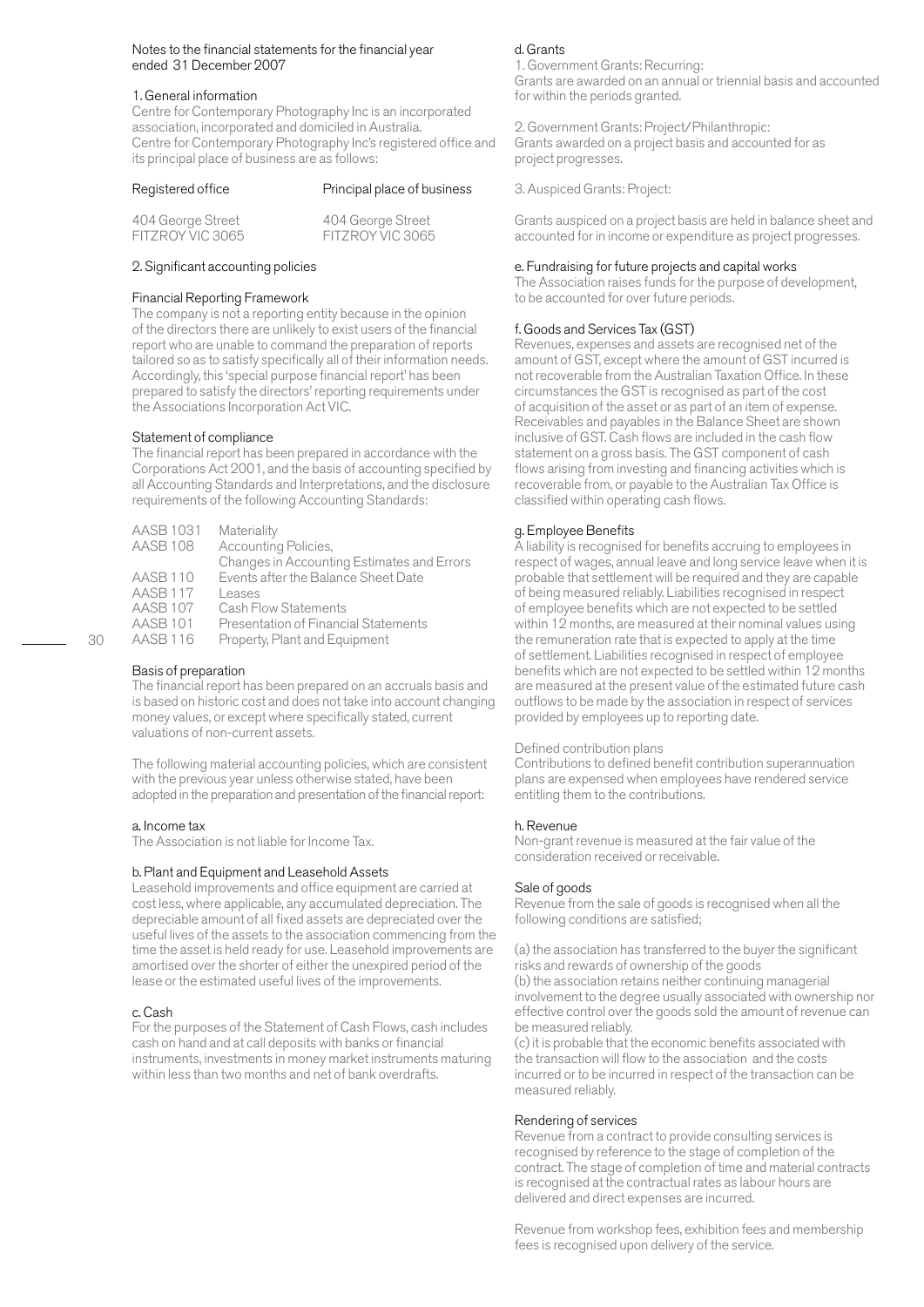Notes to the financial statements for the financial year ended 31 December 2007

## 1. General information

Centre for Contemporary Photography Inc is an incorporated association, incorporated and domiciled in Australia. Centre for Contemporary Photography Inc's registered office and its principal place of business are as follows:

| Registered office | Principal place of business |
| --- | --- |
| 404 George Street<br>FITZROY VIC 3065 | 404 George Street<br>FITZROY VIC 3065 |

## 2. Significant accounting policies

### Financial Reporting Framework

The company is not a reporting entity because in the opinion of the directors there are unlikely to exist users of the financial report who are unable to command the preparation of reports tailored so as to satisfy specifically all of their information needs. Accordingly, this 'special purpose financial report' has been prepared to satisfy the directors' reporting requirements under the Associations Incorporation Act VIC.

### Statement of compliance

The financial report has been prepared in accordance with the Corporations Act 2001, and the basis of accounting specified by all Accounting Standards and Interpretations, and the disclosure requirements of the following Accounting Standards:

| | |
| --- | --- |
| AASB 1031 | Materiality |
| AASB 108 | Accounting Policies, Changes in Accounting Estimates and Errors |
| AASB 110 | Events after the Balance Sheet Date |
| AASB 117 | Leases |
| AASB 107 | Cash Flow Statements |
| AASB 101 | Presentation of Financial Statements |
| AASB 116 | Property, Plant and Equipment |

### Basis of preparation

The financial report has been prepared on an accruals basis and is based on historic cost and does not take into account changing money values, or except where specifically stated, current valuations of non-current assets.

The following material accounting policies, which are consistent with the previous year unless otherwise stated, have been adopted in the preparation and presentation of the financial report:

#### a. Income tax

The Association is not liable for Income Tax.

#### b. Plant and Equipment and Leasehold Assets

Leasehold improvements and office equipment are carried at cost less, where applicable, any accumulated depreciation. The depreciable amount of all fixed assets are depreciated over the useful lives of the assets to the association commencing from the time the asset is held ready for use. Leasehold improvements are amortised over the shorter of either the unexpired period of the lease or the estimated useful lives of the improvements.

#### c. Cash

For the purposes of the Statement of Cash Flows, cash includes cash on hand and at call deposits with banks or financial instruments, investments in money market instruments maturing within less than two months and net of bank overdrafts.

#### d. Grants

1. Government Grants: Recurring:
Grants are awarded on an annual or triennial basis and accounted for within the periods granted.

2. Government Grants: Project/Philanthropic:
Grants awarded on a project basis and accounted for as project progresses.

3. Auspiced Grants: Project:

Grants auspiced on a project basis are held in balance sheet and accounted for in income or expenditure as project progresses.

#### e. Fundraising for future projects and capital works

The Association raises funds for the purpose of development, to be accounted for over future periods.

#### f. Goods and Services Tax (GST)

Revenues, expenses and assets are recognised net of the amount of GST, except where the amount of GST incurred is not recoverable from the Australian Taxation Office. In these circumstances the GST is recognised as part of the cost of acquisition of the asset or as part of an item of expense. Receivables and payables in the Balance Sheet are shown inclusive of GST. Cash flows are included in the cash flow statement on a gross basis. The GST component of cash flows arising from investing and financing activities which is recoverable from, or payable to the Australian Tax Office is classified within operating cash flows.

#### g. Employee Benefits

A liability is recognised for benefits accruing to employees in respect of wages, annual leave and long service leave when it is probable that settlement will be required and they are capable of being measured reliably. Liabilities recognised in respect of employee benefits which are not expected to be settled within 12 months, are measured at their nominal values using the remuneration rate that is expected to apply at the time of settlement. Liabilities recognised in respect of employee benefits which are not expected to be settled within 12 months are measured at the present value of the estimated future cash outflows to be made by the association in respect of services provided by employees up to reporting date.

Defined contribution plans

Contributions to defined benefit contribution superannuation plans are expensed when employees have rendered service entitling them to the contributions.

#### h. Revenue

Non-grant revenue is measured at the fair value of the consideration received or receivable.

Sale of goods

Revenue from the sale of goods is recognised when all the following conditions are satisfied;

(a) the association has transferred to the buyer the significant risks and rewards of ownership of the goods
(b) the association retains neither continuing managerial involvement to the degree usually associated with ownership nor effective control over the goods sold the amount of revenue can be measured reliably.
(c) it is probable that the economic benefits associated with the transaction will flow to the association and the costs incurred or to be incurred in respect of the transaction can be measured reliably.

Rendering of services

Revenue from a contract to provide consulting services is recognised by reference to the stage of completion of the contract. The stage of completion of time and material contracts is recognised at the contractual rates as labour hours are delivered and direct expenses are incurred.

Revenue from workshop fees, exhibition fees and membership fees is recognised upon delivery of the service.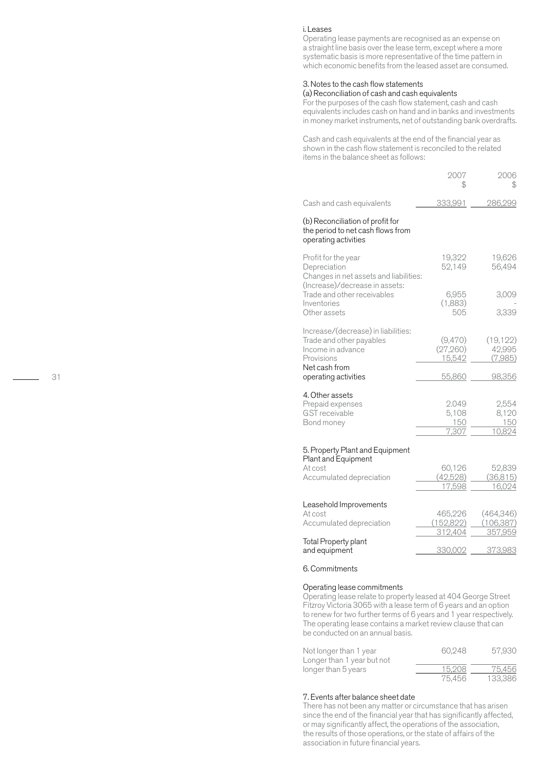i. Leases

Operating lease payments are recognised as an expense on a straight line basis over the lease term, except where a more systematic basis is more representative of the time pattern in which economic benefits from the leased asset are consumed.

## 3. Notes to the cash flow statements

### (a) Reconciliation of cash and cash equivalents

For the purposes of the cash flow statement, cash and cash equivalents includes cash on hand and in banks and investments in money market instruments, net of outstanding bank overdrafts.

Cash and cash equivalents at the end of the financial year as shown in the cash flow statement is reconciled to the related items in the balance sheet as follows:

| | 2007 $ | 2006 $ |
|---|---|---|
| Cash and cash equivalents | 333,991 | 286,299 |

### (b) Reconciliation of profit for the period to net cash flows from operating activities

| | 2007 | 2006 |
|---|---|---|
| Profit for the year | 19,322 | 19,626 |
| Depreciation | 52,149 | 56,494 |
| Changes in net assets and liabilities: | | |
| (Increase)/decrease in assets: | | |
| Trade and other receivables | 6,955 | 3,009 |
| Inventories | (1,883) | - |
| Other assets | 505 | 3,339 |
| Increase/(decrease) in liabilities: | | |
| Trade and other payables | (9,470) | (19,122) |
| Income in advance | (27,260) | 42,995 |
| Provisions | 15,542 | (7,985) |
| Net cash from operating activities | 55,860 | 98,356 |

## 4. Other assets

| | 2007 | 2006 |
|---|---|---|
| Prepaid expenses | 2,049 | 2,554 |
| GST receivable | 5,108 | 8,120 |
| Bond money | 150 | 150 |
| | 7,307 | 10,824 |

## 5. Property Plant and Equipment

| | 2007 | 2006 |
|---|---|---|
| **Plant and Equipment** | | |
| At cost | 60,126 | 52,839 |
| Accumulated depreciation | (42,528) | (36,815) |
| | 17,598 | 16,024 |
| **Leasehold Improvements** | | |
| At cost | 465,226 | (464,346) |
| Accumulated depreciation | (152,822) | (106,387) |
| | 312,404 | 357,959 |
| Total Property plant and equipment | 330,002 | 373,983 |

## 6. Commitments

### Operating lease commitments

Operating lease relate to property leased at 404 George Street Fitzroy Victoria 3065 with a lease term of 6 years and an option to renew for two further terms of 6 years and 1 year respectively. The operating lease contains a market review clause that can be conducted on an annual basis.

| | 2007 | 2006 |
|---|---|---|
| Not longer than 1 year | 60,248 | 57,930 |
| Longer than 1 year but not longer than 5 years | 15,208 | 75,456 |
| | 75,456 | 133,386 |

## 7. Events after balance sheet date

There has not been any matter or circumstance that has arisen since the end of the financial year that has significantly affected, or may significantly affect, the operations of the association, the results of those operations, or the state of affairs of the association in future financial years.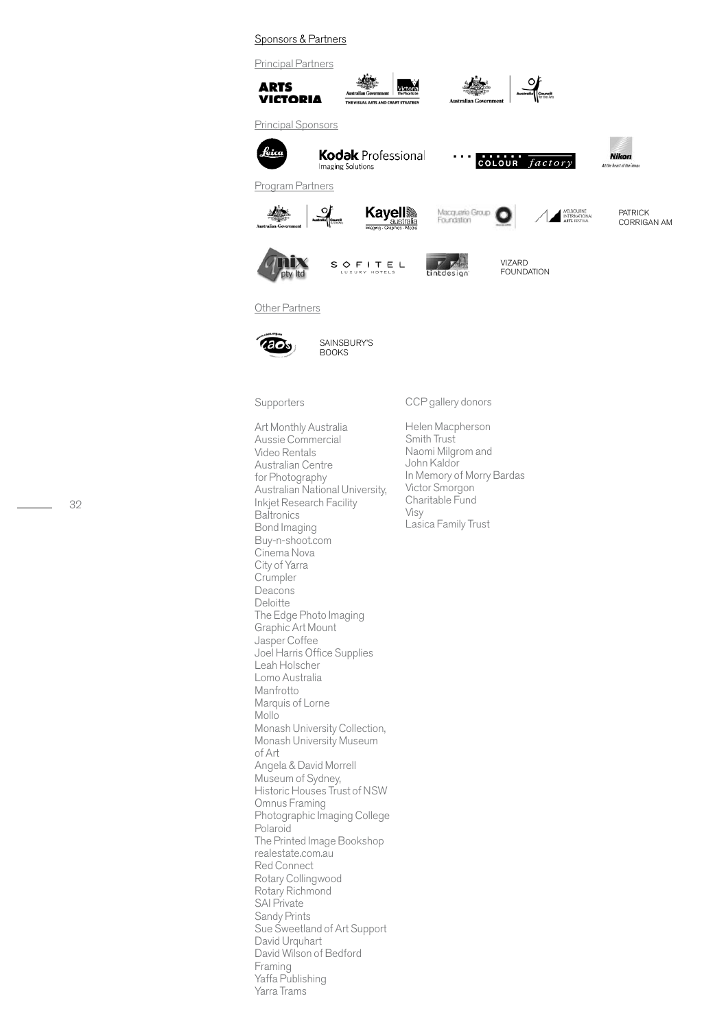## Sponsors & Partners

### Principal Partners

ARTS VICTORIA

Australian Government | Victoria – The Place To Be — THE VISUAL ARTS AND CRAFT STRATEGY

Australian Government | Australia Council for the Arts

### Principal Sponsors

Leica

Kodak Professional Imaging Solutions

COLOUR factory

Nikon — At the heart of the image

### Program Partners

Australian Government | Australia Council for the Arts

Kayell australia — Imaging · Graphics · Media

Macquarie Group Foundation

Melbourne International Arts Festival

PATRICK CORRIGAN AM

Qmix pty ltd

SOFITEL LUXURY HOTELS

tintdesign

VIZARD FOUNDATION

### Other Partners

caos

SAINSBURY'S BOOKS

### Supporters

Art Monthly Australia
Aussie Commercial Video Rentals
Australian Centre for Photography
Australian National University, Inkjet Research Facility
Baltronics
Bond Imaging
Buy-n-shoot.com
Cinema Nova
City of Yarra
Crumpler
Deacons
Deloitte
The Edge Photo Imaging
Graphic Art Mount
Jasper Coffee
Joel Harris Office Supplies
Leah Holscher
Lomo Australia
Manfrotto
Marquis of Lorne
Mollo
Monash University Collection, Monash University Museum of Art
Angela & David Morrell
Museum of Sydney, Historic Houses Trust of NSW
Omnus Framing
Photographic Imaging College
Polaroid
The Printed Image Bookshop
realestate.com.au
Red Connect
Rotary Collingwood
Rotary Richmond
SAI Private
Sandy Prints
Sue Sweetland of Art Support
David Urquhart
David Wilson of Bedford Framing
Yaffa Publishing
Yarra Trams

### CCP gallery donors

Helen Macpherson Smith Trust
Naomi Milgrom and John Kaldor
In Memory of Morry Bardas
Victor Smorgon Charitable Fund
Visy
Lasica Family Trust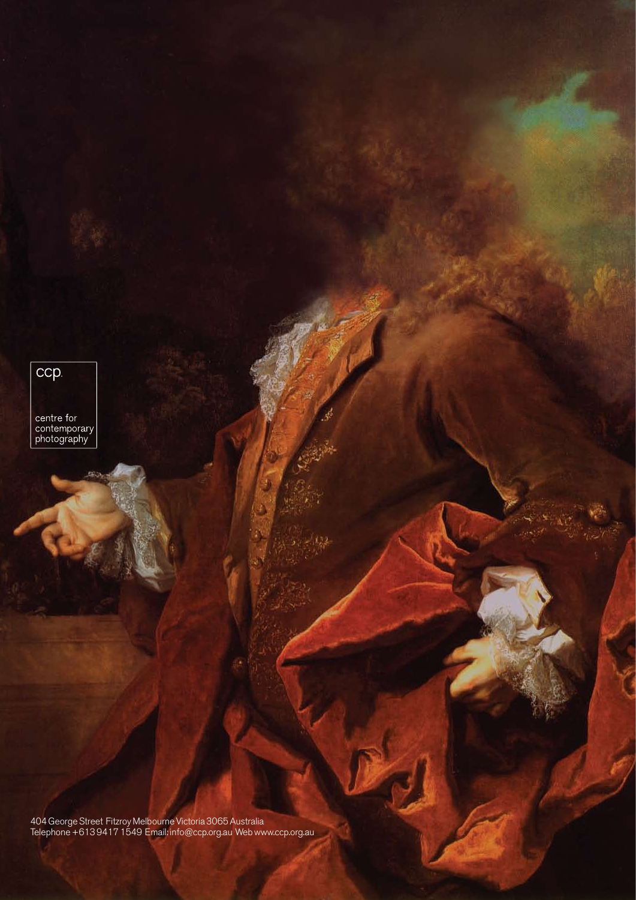ccp.

centre for contemporary photography

404 George Street Fitzroy Melbourne Victoria 3065 Australia
Telephone +613 9417 1549 Email: info@ccp.org.au Web www.ccp.org.au